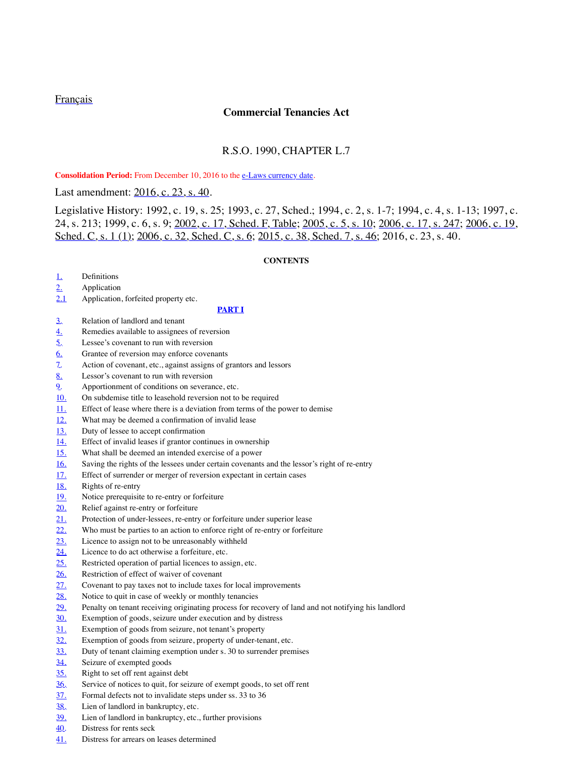Français

# Commercial Tenancies Act

## R.S.O. 1990, CHAPTER L.7

**Consolidation Period:** From December 10, 2016 to the e-Laws currency date.

Last amendment: 2016, c. 23, s. 40.

Legislative History: 1992, c. 19, s. 25; 1993, c. 27, Sched.; 1994, c. 2, s. 1-7; 1994, c. 4, s. 1-13; 1997, c. 24, s. 213; 1999, c. 6, s. 9; 2002, c. 17, Sched. F, Table; 2005, c. 5, s. 10; 2006, c. 17, s. 247; 2006, c. 19, Sched. C, s. 1 (1); 2006, c. 32, Sched. C, s. 6; 2015, c. 38, Sched. 7, s. 46; 2016, c. 23, s. 40.

**CONTENTS**

| | |
|---|---|
| 1. | Definitions |
| 2. | Application |
| 2.1 | Application, forfeited property etc. |
| | **PART I** |
| 3. | Relation of landlord and tenant |
| 4. | Remedies available to assignees of reversion |
| 5. | Lessee's covenant to run with reversion |
| 6. | Grantee of reversion may enforce covenants |
| 7. | Action of covenant, etc., against assigns of grantors and lessors |
| 8. | Lessor's covenant to run with reversion |
| 9. | Apportionment of conditions on severance, etc. |
| 10. | On subdemise title to leasehold reversion not to be required |
| 11. | Effect of lease where there is a deviation from terms of the power to demise |
| 12. | What may be deemed a confirmation of invalid lease |
| 13. | Duty of lessee to accept confirmation |
| 14. | Effect of invalid leases if grantor continues in ownership |
| 15. | What shall be deemed an intended exercise of a power |
| 16. | Saving the rights of the lessees under certain covenants and the lessor's right of re-entry |
| 17. | Effect of surrender or merger of reversion expectant in certain cases |
| 18. | Rights of re-entry |
| 19. | Notice prerequisite to re-entry or forfeiture |
| 20. | Relief against re-entry or forfeiture |
| 21. | Protection of under-lessees, re-entry or forfeiture under superior lease |
| 22. | Who must be parties to an action to enforce right of re-entry or forfeiture |
| 23. | Licence to assign not to be unreasonably withheld |
| 24. | Licence to do act otherwise a forfeiture, etc. |
| 25. | Restricted operation of partial licences to assign, etc. |
| 26. | Restriction of effect of waiver of covenant |
| 27. | Covenant to pay taxes not to include taxes for local improvements |
| 28. | Notice to quit in case of weekly or monthly tenancies |
| 29. | Penalty on tenant receiving originating process for recovery of land and not notifying his landlord |
| 30. | Exemption of goods, seizure under execution and by distress |
| 31. | Exemption of goods from seizure, not tenant's property |
| 32. | Exemption of goods from seizure, property of under-tenant, etc. |
| 33. | Duty of tenant claiming exemption under s. 30 to surrender premises |
| 34. | Seizure of exempted goods |
| 35. | Right to set off rent against debt |
| 36. | Service of notices to quit, for seizure of exempt goods, to set off rent |
| 37. | Formal defects not to invalidate steps under ss. 33 to 36 |
| 38. | Lien of landlord in bankruptcy, etc. |
| 39. | Lien of landlord in bankruptcy, etc., further provisions |
| 40. | Distress for rents seck |
| 41. | Distress for arrears on leases determined |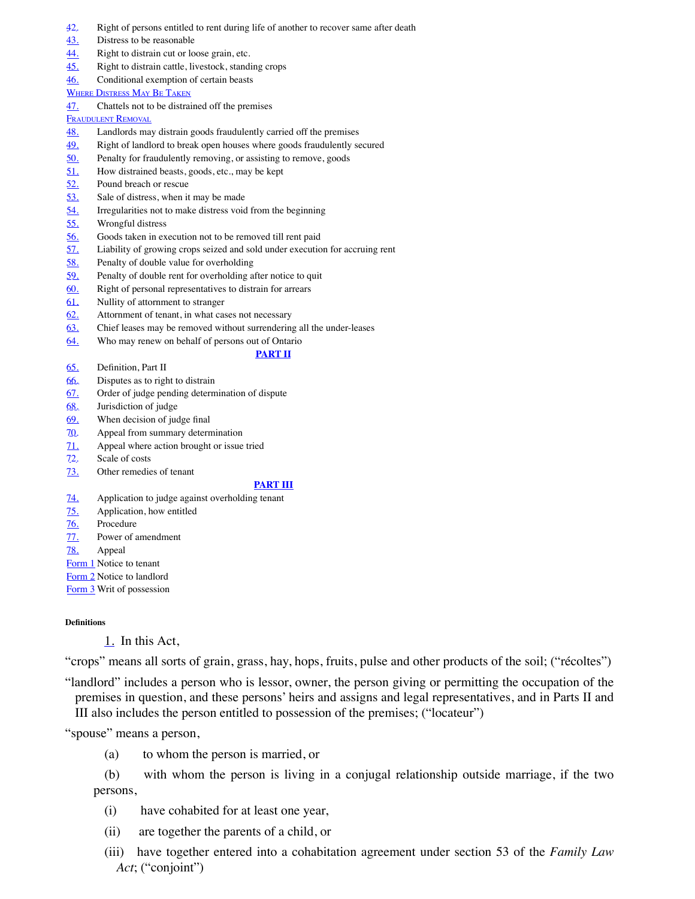42. Right of persons entitled to rent during life of another to recover same after death
43. Distress to be reasonable
44. Right to distrain cut or loose grain, etc.
45. Right to distrain cattle, livestock, standing crops
46. Conditional exemption of certain beasts

Where Distress May Be Taken

47. Chattels not to be distrained off the premises

Fraudulent Removal

48. Landlords may distrain goods fraudulently carried off the premises
49. Right of landlord to break open houses where goods fraudulently secured
50. Penalty for fraudulently removing, or assisting to remove, goods
51. How distrained beasts, goods, etc., may be kept
52. Pound breach or rescue
53. Sale of distress, when it may be made
54. Irregularities not to make distress void from the beginning
55. Wrongful distress
56. Goods taken in execution not to be removed till rent paid
57. Liability of growing crops seized and sold under execution for accruing rent
58. Penalty of double value for overholding
59. Penalty of double rent for overholding after notice to quit
60. Right of personal representatives to distrain for arrears
61. Nullity of attornment to stranger
62. Attornment of tenant, in what cases not necessary
63. Chief leases may be removed without surrendering all the under-leases
64. Who may renew on behalf of persons out of Ontario

**PART II**

65. Definition, Part II
66. Disputes as to right to distrain
67. Order of judge pending determination of dispute
68. Jurisdiction of judge
69. When decision of judge final
70. Appeal from summary determination
71. Appeal where action brought or issue tried
72. Scale of costs
73. Other remedies of tenant

**PART III**

74. Application to judge against overholding tenant
75. Application, how entitled
76. Procedure
77. Power of amendment
78. Appeal

Form 1 Notice to tenant
Form 2 Notice to landlord
Form 3 Writ of possession

##### Definitions

1. In this Act,

"crops" means all sorts of grain, grass, hay, hops, fruits, pulse and other products of the soil; ("récoltes")

"landlord" includes a person who is lessor, owner, the person giving or permitting the occupation of the premises in question, and these persons' heirs and assigns and legal representatives, and in Parts II and III also includes the person entitled to possession of the premises; ("locateur")

"spouse" means a person,

(a) to whom the person is married, or

(b) with whom the person is living in a conjugal relationship outside marriage, if the two persons,

(i) have cohabited for at least one year,

(ii) are together the parents of a child, or

(iii) have together entered into a cohabitation agreement under section 53 of the *Family Law Act*; ("conjoint")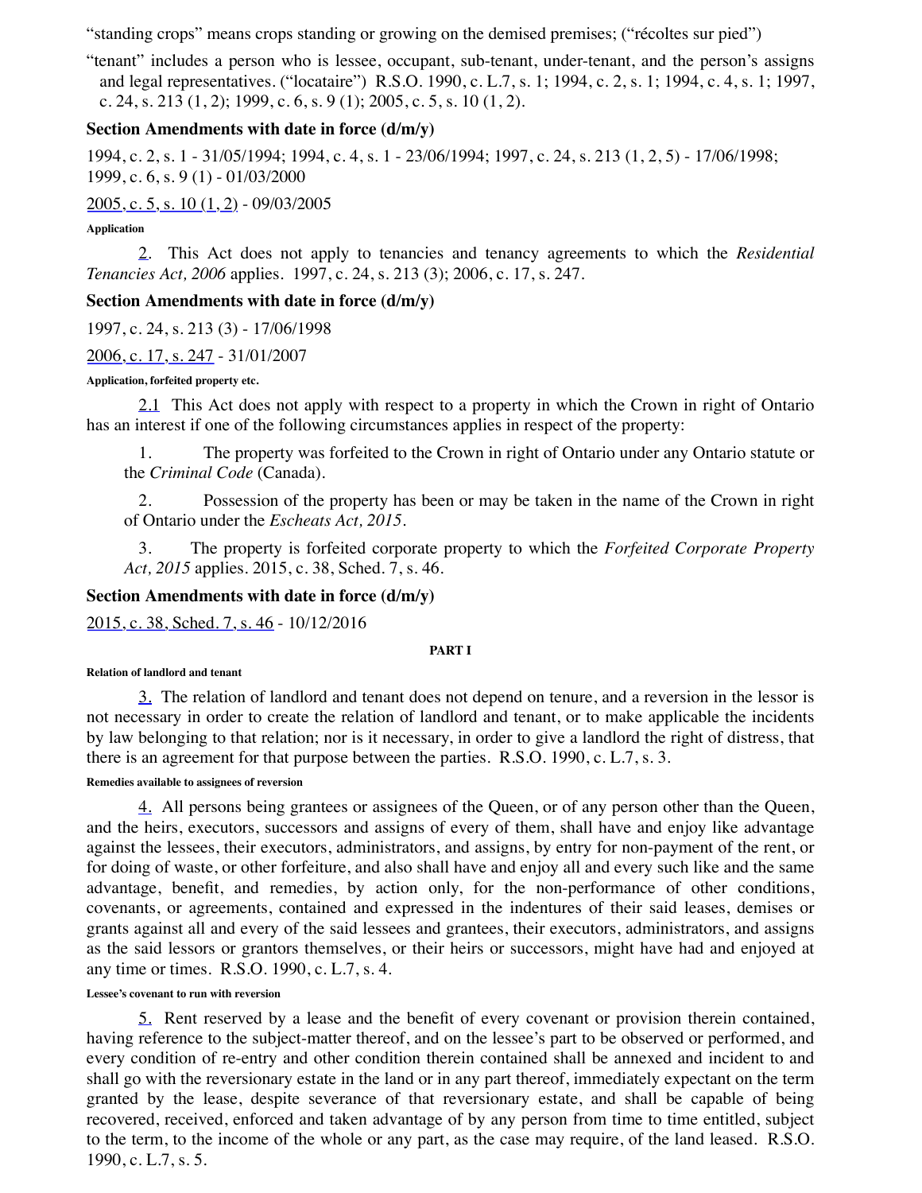"standing crops" means crops standing or growing on the demised premises; ("récoltes sur pied")

"tenant" includes a person who is lessee, occupant, sub-tenant, under-tenant, and the person's assigns and legal representatives. ("locataire") R.S.O. 1990, c. L.7, s. 1; 1994, c. 2, s. 1; 1994, c. 4, s. 1; 1997, c. 24, s. 213 (1, 2); 1999, c. 6, s. 9 (1); 2005, c. 5, s. 10 (1, 2).

### Section Amendments with date in force (d/m/y)

1994, c. 2, s. 1 - 31/05/1994; 1994, c. 4, s. 1 - 23/06/1994; 1997, c. 24, s. 213 (1, 2, 5) - 17/06/1998; 1999, c. 6, s. 9 (1) - 01/03/2000

2005, c. 5, s. 10 (1, 2) - 09/03/2005

**Application**

2. This Act does not apply to tenancies and tenancy agreements to which the *Residential Tenancies Act, 2006* applies. 1997, c. 24, s. 213 (3); 2006, c. 17, s. 247.

### Section Amendments with date in force (d/m/y)

1997, c. 24, s. 213 (3) - 17/06/1998

2006, c. 17, s. 247 - 31/01/2007

**Application, forfeited property etc.**

2.1 This Act does not apply with respect to a property in which the Crown in right of Ontario has an interest if one of the following circumstances applies in respect of the property:

1. The property was forfeited to the Crown in right of Ontario under any Ontario statute or the *Criminal Code* (Canada).
2. Possession of the property has been or may be taken in the name of the Crown in right of Ontario under the *Escheats Act, 2015*.
3. The property is forfeited corporate property to which the *Forfeited Corporate Property Act, 2015* applies. 2015, c. 38, Sched. 7, s. 46.

### Section Amendments with date in force (d/m/y)

2015, c. 38, Sched. 7, s. 46 - 10/12/2016

## PART I

**Relation of landlord and tenant**

3. The relation of landlord and tenant does not depend on tenure, and a reversion in the lessor is not necessary in order to create the relation of landlord and tenant, or to make applicable the incidents by law belonging to that relation; nor is it necessary, in order to give a landlord the right of distress, that there is an agreement for that purpose between the parties. R.S.O. 1990, c. L.7, s. 3.

**Remedies available to assignees of reversion**

4. All persons being grantees or assignees of the Queen, or of any person other than the Queen, and the heirs, executors, successors and assigns of every of them, shall have and enjoy like advantage against the lessees, their executors, administrators, and assigns, by entry for non-payment of the rent, or for doing of waste, or other forfeiture, and also shall have and enjoy all and every such like and the same advantage, benefit, and remedies, by action only, for the non-performance of other conditions, covenants, or agreements, contained and expressed in the indentures of their said leases, demises or grants against all and every of the said lessees and grantees, their executors, administrators, and assigns as the said lessors or grantors themselves, or their heirs or successors, might have had and enjoyed at any time or times. R.S.O. 1990, c. L.7, s. 4.

**Lessee's covenant to run with reversion**

5. Rent reserved by a lease and the benefit of every covenant or provision therein contained, having reference to the subject-matter thereof, and on the lessee's part to be observed or performed, and every condition of re-entry and other condition therein contained shall be annexed and incident to and shall go with the reversionary estate in the land or in any part thereof, immediately expectant on the term granted by the lease, despite severance of that reversionary estate, and shall be capable of being recovered, received, enforced and taken advantage of by any person from time to time entitled, subject to the term, to the income of the whole or any part, as the case may require, of the land leased. R.S.O. 1990, c. L.7, s. 5.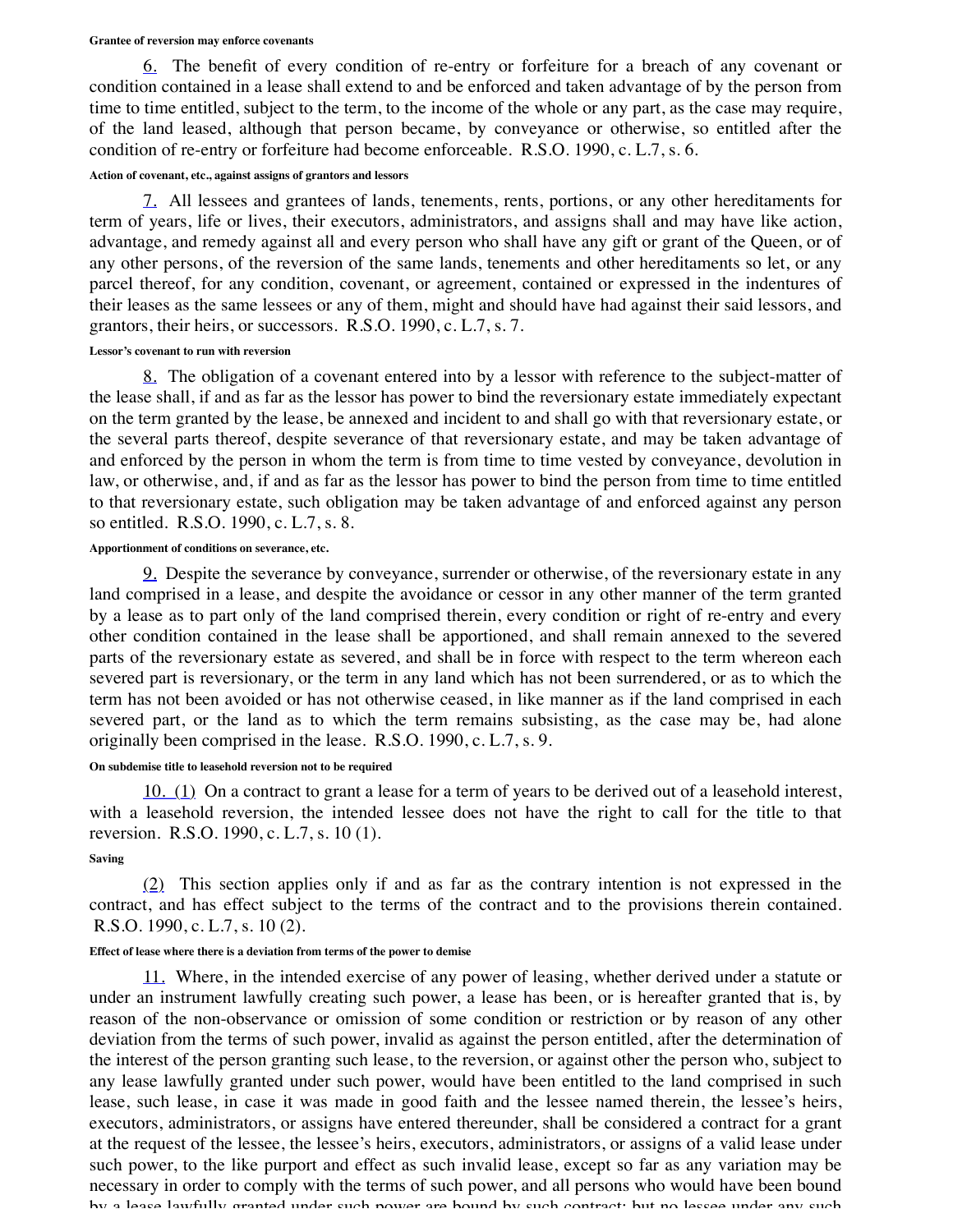**Grantee of reversion may enforce covenants**

6. The benefit of every condition of re-entry or forfeiture for a breach of any covenant or condition contained in a lease shall extend to and be enforced and taken advantage of by the person from time to time entitled, subject to the term, to the income of the whole or any part, as the case may require, of the land leased, although that person became, by conveyance or otherwise, so entitled after the condition of re-entry or forfeiture had become enforceable. R.S.O. 1990, c. L.7, s. 6.

**Action of covenant, etc., against assigns of grantors and lessors**

7. All lessees and grantees of lands, tenements, rents, portions, or any other hereditaments for term of years, life or lives, their executors, administrators, and assigns shall and may have like action, advantage, and remedy against all and every person who shall have any gift or grant of the Queen, or of any other persons, of the reversion of the same lands, tenements and other hereditaments so let, or any parcel thereof, for any condition, covenant, or agreement, contained or expressed in the indentures of their leases as the same lessees or any of them, might and should have had against their said lessors, and grantors, their heirs, or successors. R.S.O. 1990, c. L.7, s. 7.

**Lessor's covenant to run with reversion**

8. The obligation of a covenant entered into by a lessor with reference to the subject-matter of the lease shall, if and as far as the lessor has power to bind the reversionary estate immediately expectant on the term granted by the lease, be annexed and incident to and shall go with that reversionary estate, or the several parts thereof, despite severance of that reversionary estate, and may be taken advantage of and enforced by the person in whom the term is from time to time vested by conveyance, devolution in law, or otherwise, and, if and as far as the lessor has power to bind the person from time to time entitled to that reversionary estate, such obligation may be taken advantage of and enforced against any person so entitled. R.S.O. 1990, c. L.7, s. 8.

**Apportionment of conditions on severance, etc.**

9. Despite the severance by conveyance, surrender or otherwise, of the reversionary estate in any land comprised in a lease, and despite the avoidance or cessor in any other manner of the term granted by a lease as to part only of the land comprised therein, every condition or right of re-entry and every other condition contained in the lease shall be apportioned, and shall remain annexed to the severed parts of the reversionary estate as severed, and shall be in force with respect to the term whereon each severed part is reversionary, or the term in any land which has not been surrendered, or as to which the term has not been avoided or has not otherwise ceased, in like manner as if the land comprised in each severed part, or the land as to which the term remains subsisting, as the case may be, had alone originally been comprised in the lease. R.S.O. 1990, c. L.7, s. 9.

**On subdemise title to leasehold reversion not to be required**

10. (1) On a contract to grant a lease for a term of years to be derived out of a leasehold interest, with a leasehold reversion, the intended lessee does not have the right to call for the title to that reversion. R.S.O. 1990, c. L.7, s. 10 (1).

**Saving**

(2) This section applies only if and as far as the contrary intention is not expressed in the contract, and has effect subject to the terms of the contract and to the provisions therein contained. R.S.O. 1990, c. L.7, s. 10 (2).

**Effect of lease where there is a deviation from terms of the power to demise**

11. Where, in the intended exercise of any power of leasing, whether derived under a statute or under an instrument lawfully creating such power, a lease has been, or is hereafter granted that is, by reason of the non-observance or omission of some condition or restriction or by reason of any other deviation from the terms of such power, invalid as against the person entitled, after the determination of the interest of the person granting such lease, to the reversion, or against other the person who, subject to any lease lawfully granted under such power, would have been entitled to the land comprised in such lease, such lease, in case it was made in good faith and the lessee named therein, the lessee's heirs, executors, administrators, or assigns have entered thereunder, shall be considered a contract for a grant at the request of the lessee, the lessee's heirs, executors, administrators, or assigns of a valid lease under such power, to the like purport and effect as such invalid lease, except so far as any variation may be necessary in order to comply with the terms of such power, and all persons who would have been bound by a lease lawfully granted under such power are bound by such contract; but no lessee under any such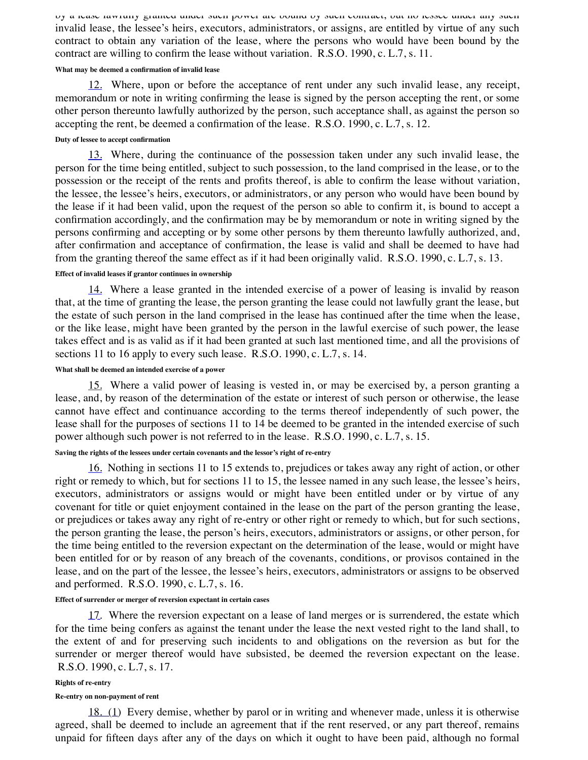by a lease lawfully granted under such power are bound by such contract, but no lessee under any such invalid lease, the lessee's heirs, executors, administrators, or assigns, are entitled by virtue of any such contract to obtain any variation of the lease, where the persons who would have been bound by the contract are willing to confirm the lease without variation. R.S.O. 1990, c. L.7, s. 11.

**What may be deemed a confirmation of invalid lease**

12. Where, upon or before the acceptance of rent under any such invalid lease, any receipt, memorandum or note in writing confirming the lease is signed by the person accepting the rent, or some other person thereunto lawfully authorized by the person, such acceptance shall, as against the person so accepting the rent, be deemed a confirmation of the lease. R.S.O. 1990, c. L.7, s. 12.

**Duty of lessee to accept confirmation**

13. Where, during the continuance of the possession taken under any such invalid lease, the person for the time being entitled, subject to such possession, to the land comprised in the lease, or to the possession or the receipt of the rents and profits thereof, is able to confirm the lease without variation, the lessee, the lessee's heirs, executors, or administrators, or any person who would have been bound by the lease if it had been valid, upon the request of the person so able to confirm it, is bound to accept a confirmation accordingly, and the confirmation may be by memorandum or note in writing signed by the persons confirming and accepting or by some other persons by them thereunto lawfully authorized, and, after confirmation and acceptance of confirmation, the lease is valid and shall be deemed to have had from the granting thereof the same effect as if it had been originally valid. R.S.O. 1990, c. L.7, s. 13.

**Effect of invalid leases if grantor continues in ownership**

14. Where a lease granted in the intended exercise of a power of leasing is invalid by reason that, at the time of granting the lease, the person granting the lease could not lawfully grant the lease, but the estate of such person in the land comprised in the lease has continued after the time when the lease, or the like lease, might have been granted by the person in the lawful exercise of such power, the lease takes effect and is as valid as if it had been granted at such last mentioned time, and all the provisions of sections 11 to 16 apply to every such lease. R.S.O. 1990, c. L.7, s. 14.

**What shall be deemed an intended exercise of a power**

15. Where a valid power of leasing is vested in, or may be exercised by, a person granting a lease, and, by reason of the determination of the estate or interest of such person or otherwise, the lease cannot have effect and continuance according to the terms thereof independently of such power, the lease shall for the purposes of sections 11 to 14 be deemed to be granted in the intended exercise of such power although such power is not referred to in the lease. R.S.O. 1990, c. L.7, s. 15.

**Saving the rights of the lessees under certain covenants and the lessor's right of re-entry**

16. Nothing in sections 11 to 15 extends to, prejudices or takes away any right of action, or other right or remedy to which, but for sections 11 to 15, the lessee named in any such lease, the lessee's heirs, executors, administrators or assigns would or might have been entitled under or by virtue of any covenant for title or quiet enjoyment contained in the lease on the part of the person granting the lease, or prejudices or takes away any right of re-entry or other right or remedy to which, but for such sections, the person granting the lease, the person's heirs, executors, administrators or assigns, or other person, for the time being entitled to the reversion expectant on the determination of the lease, would or might have been entitled for or by reason of any breach of the covenants, conditions, or provisos contained in the lease, and on the part of the lessee, the lessee's heirs, executors, administrators or assigns to be observed and performed. R.S.O. 1990, c. L.7, s. 16.

**Effect of surrender or merger of reversion expectant in certain cases**

17. Where the reversion expectant on a lease of land merges or is surrendered, the estate which for the time being confers as against the tenant under the lease the next vested right to the land shall, to the extent of and for preserving such incidents to and obligations on the reversion as but for the surrender or merger thereof would have subsisted, be deemed the reversion expectant on the lease. R.S.O. 1990, c. L.7, s. 17.

**Rights of re-entry**

**Re-entry on non-payment of rent**

18. (1) Every demise, whether by parol or in writing and whenever made, unless it is otherwise agreed, shall be deemed to include an agreement that if the rent reserved, or any part thereof, remains unpaid for fifteen days after any of the days on which it ought to have been paid, although no formal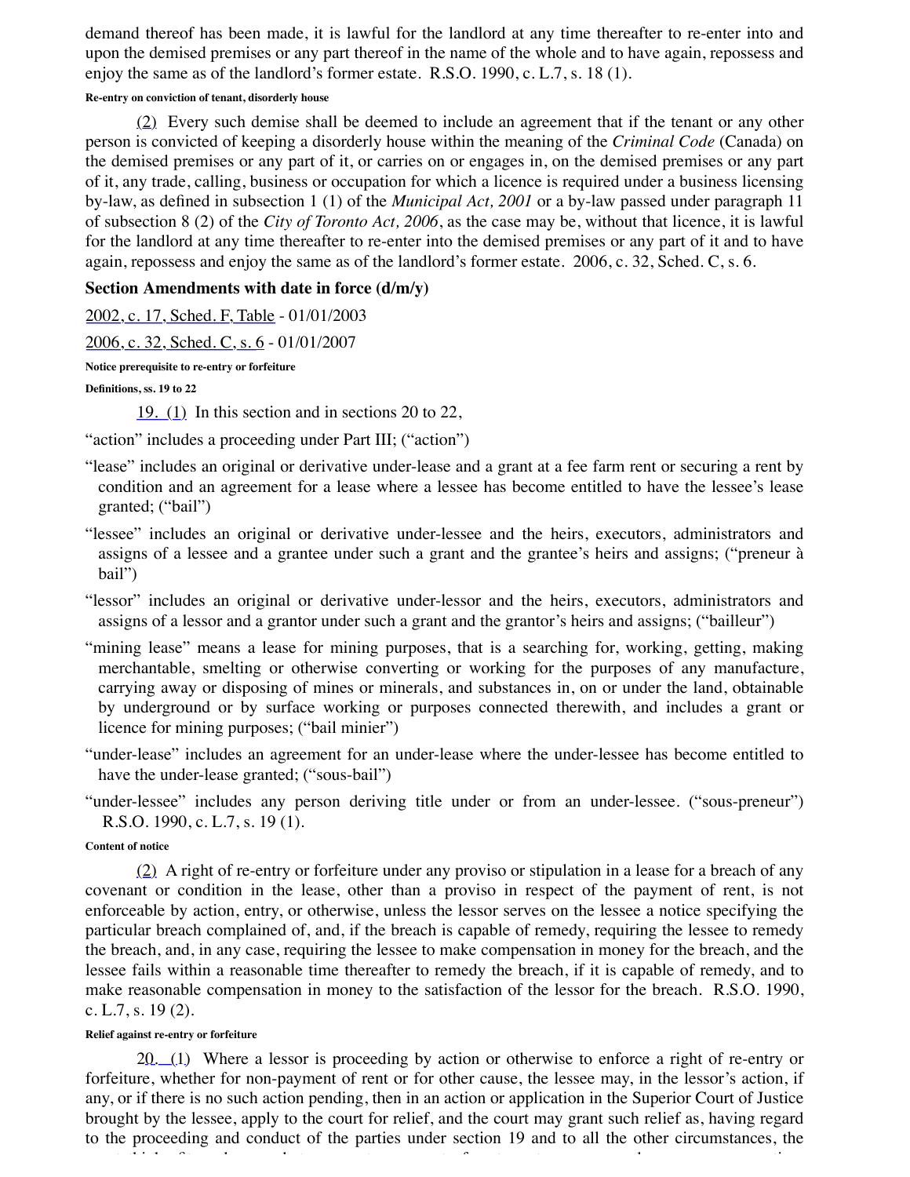demand thereof has been made, it is lawful for the landlord at any time thereafter to re-enter into and upon the demised premises or any part thereof in the name of the whole and to have again, repossess and enjoy the same as of the landlord's former estate. R.S.O. 1990, c. L.7, s. 18 (1).

**Re-entry on conviction of tenant, disorderly house**

(2) Every such demise shall be deemed to include an agreement that if the tenant or any other person is convicted of keeping a disorderly house within the meaning of the *Criminal Code* (Canada) on the demised premises or any part of it, or carries on or engages in, on the demised premises or any part of it, any trade, calling, business or occupation for which a licence is required under a business licensing by-law, as defined in subsection 1 (1) of the *Municipal Act, 2001* or a by-law passed under paragraph 11 of subsection 8 (2) of the *City of Toronto Act, 2006*, as the case may be, without that licence, it is lawful for the landlord at any time thereafter to re-enter into the demised premises or any part of it and to have again, repossess and enjoy the same as of the landlord's former estate. 2006, c. 32, Sched. C, s. 6.

### Section Amendments with date in force (d/m/y)

2002, c. 17, Sched. F, Table - 01/01/2003

2006, c. 32, Sched. C, s. 6 - 01/01/2007

**Notice prerequisite to re-entry or forfeiture**

**Definitions, ss. 19 to 22**

19. (1) In this section and in sections 20 to 22,

"action" includes a proceeding under Part III; ("action")

"lease" includes an original or derivative under-lease and a grant at a fee farm rent or securing a rent by condition and an agreement for a lease where a lessee has become entitled to have the lessee's lease granted; ("bail")

"lessee" includes an original or derivative under-lessee and the heirs, executors, administrators and assigns of a lessee and a grantee under such a grant and the grantee's heirs and assigns; ("preneur à bail")

"lessor" includes an original or derivative under-lessor and the heirs, executors, administrators and assigns of a lessor and a grantor under such a grant and the grantor's heirs and assigns; ("bailleur")

"mining lease" means a lease for mining purposes, that is a searching for, working, getting, making merchantable, smelting or otherwise converting or working for the purposes of any manufacture, carrying away or disposing of mines or minerals, and substances in, on or under the land, obtainable by underground or by surface working or purposes connected therewith, and includes a grant or licence for mining purposes; ("bail minier")

"under-lease" includes an agreement for an under-lease where the under-lessee has become entitled to have the under-lease granted; ("sous-bail")

"under-lessee" includes any person deriving title under or from an under-lessee. ("sous-preneur") R.S.O. 1990, c. L.7, s. 19 (1).

**Content of notice**

(2) A right of re-entry or forfeiture under any proviso or stipulation in a lease for a breach of any covenant or condition in the lease, other than a proviso in respect of the payment of rent, is not enforceable by action, entry, or otherwise, unless the lessor serves on the lessee a notice specifying the particular breach complained of, and, if the breach is capable of remedy, requiring the lessee to remedy the breach, and, in any case, requiring the lessee to make compensation in money for the breach, and the lessee fails within a reasonable time thereafter to remedy the breach, if it is capable of remedy, and to make reasonable compensation in money to the satisfaction of the lessor for the breach. R.S.O. 1990, c. L.7, s. 19 (2).

**Relief against re-entry or forfeiture**

20. (1) Where a lessor is proceeding by action or otherwise to enforce a right of re-entry or forfeiture, whether for non-payment of rent or for other cause, the lessee may, in the lessor's action, if any, or if there is no such action pending, then in an action or application in the Superior Court of Justice brought by the lessee, apply to the court for relief, and the court may grant such relief as, having regard to the proceeding and conduct of the parties under section 19 and to all the other circumstances, the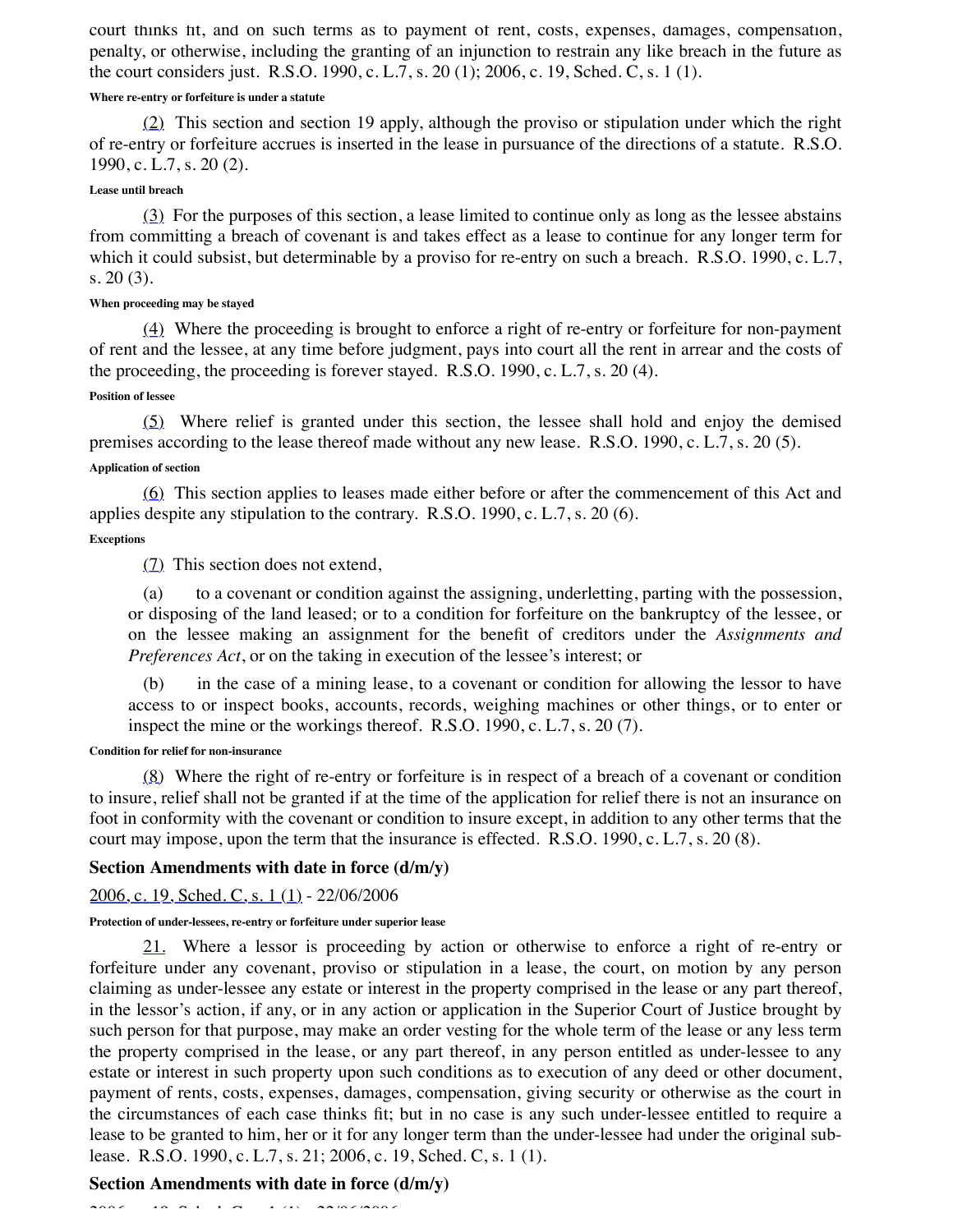court thinks fit, and on such terms as to payment of rent, costs, expenses, damages, compensation, penalty, or otherwise, including the granting of an injunction to restrain any like breach in the future as the court considers just. R.S.O. 1990, c. L.7, s. 20 (1); 2006, c. 19, Sched. C, s. 1 (1).

###### Where re-entry or forfeiture is under a statute

(2) This section and section 19 apply, although the proviso or stipulation under which the right of re-entry or forfeiture accrues is inserted in the lease in pursuance of the directions of a statute. R.S.O. 1990, c. L.7, s. 20 (2).

###### Lease until breach

(3) For the purposes of this section, a lease limited to continue only as long as the lessee abstains from committing a breach of covenant is and takes effect as a lease to continue for any longer term for which it could subsist, but determinable by a proviso for re-entry on such a breach. R.S.O. 1990, c. L.7, s. 20 (3).

###### When proceeding may be stayed

(4) Where the proceeding is brought to enforce a right of re-entry or forfeiture for non-payment of rent and the lessee, at any time before judgment, pays into court all the rent in arrear and the costs of the proceeding, the proceeding is forever stayed. R.S.O. 1990, c. L.7, s. 20 (4).

###### Position of lessee

(5) Where relief is granted under this section, the lessee shall hold and enjoy the demised premises according to the lease thereof made without any new lease. R.S.O. 1990, c. L.7, s. 20 (5).

###### Application of section

(6) This section applies to leases made either before or after the commencement of this Act and applies despite any stipulation to the contrary. R.S.O. 1990, c. L.7, s. 20 (6).

###### Exceptions

(7) This section does not extend,

(a) to a covenant or condition against the assigning, underletting, parting with the possession, or disposing of the land leased; or to a condition for forfeiture on the bankruptcy of the lessee, or on the lessee making an assignment for the benefit of creditors under the *Assignments and Preferences Act*, or on the taking in execution of the lessee's interest; or

(b) in the case of a mining lease, to a covenant or condition for allowing the lessor to have access to or inspect books, accounts, records, weighing machines or other things, or to enter or inspect the mine or the workings thereof. R.S.O. 1990, c. L.7, s. 20 (7).

###### Condition for relief for non-insurance

(8) Where the right of re-entry or forfeiture is in respect of a breach of a covenant or condition to insure, relief shall not be granted if at the time of the application for relief there is not an insurance on foot in conformity with the covenant or condition to insure except, in addition to any other terms that the court may impose, upon the term that the insurance is effected. R.S.O. 1990, c. L.7, s. 20 (8).

### Section Amendments with date in force (d/m/y)

2006, c. 19, Sched. C, s. 1 (1) - 22/06/2006

###### Protection of under-lessees, re-entry or forfeiture under superior lease

21. Where a lessor is proceeding by action or otherwise to enforce a right of re-entry or forfeiture under any covenant, proviso or stipulation in a lease, the court, on motion by any person claiming as under-lessee any estate or interest in the property comprised in the lease or any part thereof, in the lessor's action, if any, or in any action or application in the Superior Court of Justice brought by such person for that purpose, may make an order vesting for the whole term of the lease or any less term the property comprised in the lease, or any part thereof, in any person entitled as under-lessee to any estate or interest in such property upon such conditions as to execution of any deed or other document, payment of rents, costs, expenses, damages, compensation, giving security or otherwise as the court in the circumstances of each case thinks fit; but in no case is any such under-lessee entitled to require a lease to be granted to him, her or it for any longer term than the under-lessee had under the original sub-lease. R.S.O. 1990, c. L.7, s. 21; 2006, c. 19, Sched. C, s. 1 (1).

### Section Amendments with date in force (d/m/y)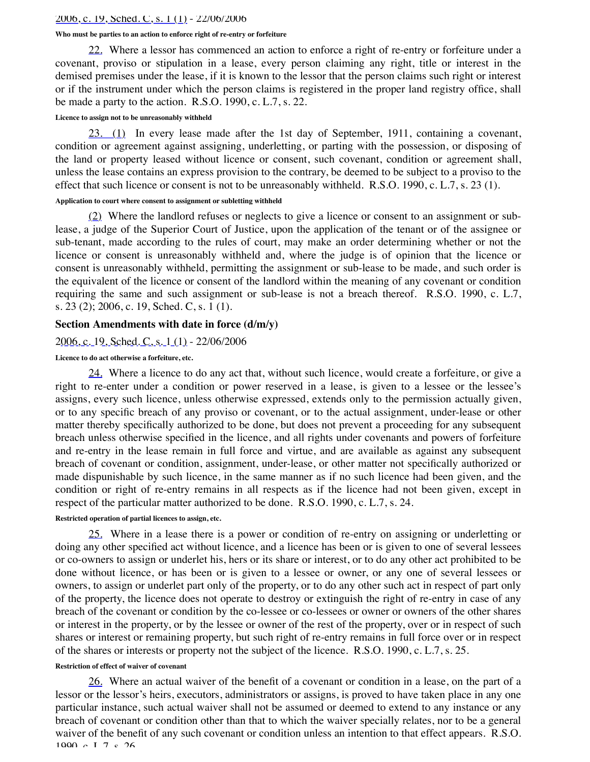2006, c. 19, Sched. C, s. 1 (1) - 22/06/2006

**Who must be parties to an action to enforce right of re-entry or forfeiture**

22. Where a lessor has commenced an action to enforce a right of re-entry or forfeiture under a covenant, proviso or stipulation in a lease, every person claiming any right, title or interest in the demised premises under the lease, if it is known to the lessor that the person claims such right or interest or if the instrument under which the person claims is registered in the proper land registry office, shall be made a party to the action. R.S.O. 1990, c. L.7, s. 22.

**Licence to assign not to be unreasonably withheld**

23. (1) In every lease made after the 1st day of September, 1911, containing a covenant, condition or agreement against assigning, underletting, or parting with the possession, or disposing of the land or property leased without licence or consent, such covenant, condition or agreement shall, unless the lease contains an express provision to the contrary, be deemed to be subject to a proviso to the effect that such licence or consent is not to be unreasonably withheld. R.S.O. 1990, c. L.7, s. 23 (1).

**Application to court where consent to assignment or subletting withheld**

(2) Where the landlord refuses or neglects to give a licence or consent to an assignment or sub-lease, a judge of the Superior Court of Justice, upon the application of the tenant or of the assignee or sub-tenant, made according to the rules of court, may make an order determining whether or not the licence or consent is unreasonably withheld and, where the judge is of opinion that the licence or consent is unreasonably withheld, permitting the assignment or sub-lease to be made, and such order is the equivalent of the licence or consent of the landlord within the meaning of any covenant or condition requiring the same and such assignment or sub-lease is not a breach thereof. R.S.O. 1990, c. L.7, s. 23 (2); 2006, c. 19, Sched. C, s. 1 (1).

### Section Amendments with date in force (d/m/y)

2006, c. 19, Sched. C, s. 1 (1) - 22/06/2006

**Licence to do act otherwise a forfeiture, etc.**

24. Where a licence to do any act that, without such licence, would create a forfeiture, or give a right to re-enter under a condition or power reserved in a lease, is given to a lessee or the lessee's assigns, every such licence, unless otherwise expressed, extends only to the permission actually given, or to any specific breach of any proviso or covenant, or to the actual assignment, under-lease or other matter thereby specifically authorized to be done, but does not prevent a proceeding for any subsequent breach unless otherwise specified in the licence, and all rights under covenants and powers of forfeiture and re-entry in the lease remain in full force and virtue, and are available as against any subsequent breach of covenant or condition, assignment, under-lease, or other matter not specifically authorized or made dispunishable by such licence, in the same manner as if no such licence had been given, and the condition or right of re-entry remains in all respects as if the licence had not been given, except in respect of the particular matter authorized to be done. R.S.O. 1990, c. L.7, s. 24.

**Restricted operation of partial licences to assign, etc.**

25. Where in a lease there is a power or condition of re-entry on assigning or underletting or doing any other specified act without licence, and a licence has been or is given to one of several lessees or co-owners to assign or underlet his, hers or its share or interest, or to do any other act prohibited to be done without licence, or has been or is given to a lessee or owner, or any one of several lessees or owners, to assign or underlet part only of the property, or to do any other such act in respect of part only of the property, the licence does not operate to destroy or extinguish the right of re-entry in case of any breach of the covenant or condition by the co-lessee or co-lessees or owner or owners of the other shares or interest in the property, or by the lessee or owner of the rest of the property, over or in respect of such shares or interest or remaining property, but such right of re-entry remains in full force over or in respect of the shares or interests or property not the subject of the licence. R.S.O. 1990, c. L.7, s. 25.

**Restriction of effect of waiver of covenant**

26. Where an actual waiver of the benefit of a covenant or condition in a lease, on the part of a lessor or the lessor's heirs, executors, administrators or assigns, is proved to have taken place in any one particular instance, such actual waiver shall not be assumed or deemed to extend to any instance or any breach of covenant or condition other than that to which the waiver specially relates, nor to be a general waiver of the benefit of any such covenant or condition unless an intention to that effect appears. R.S.O. 1990, c. L.7, s. 26.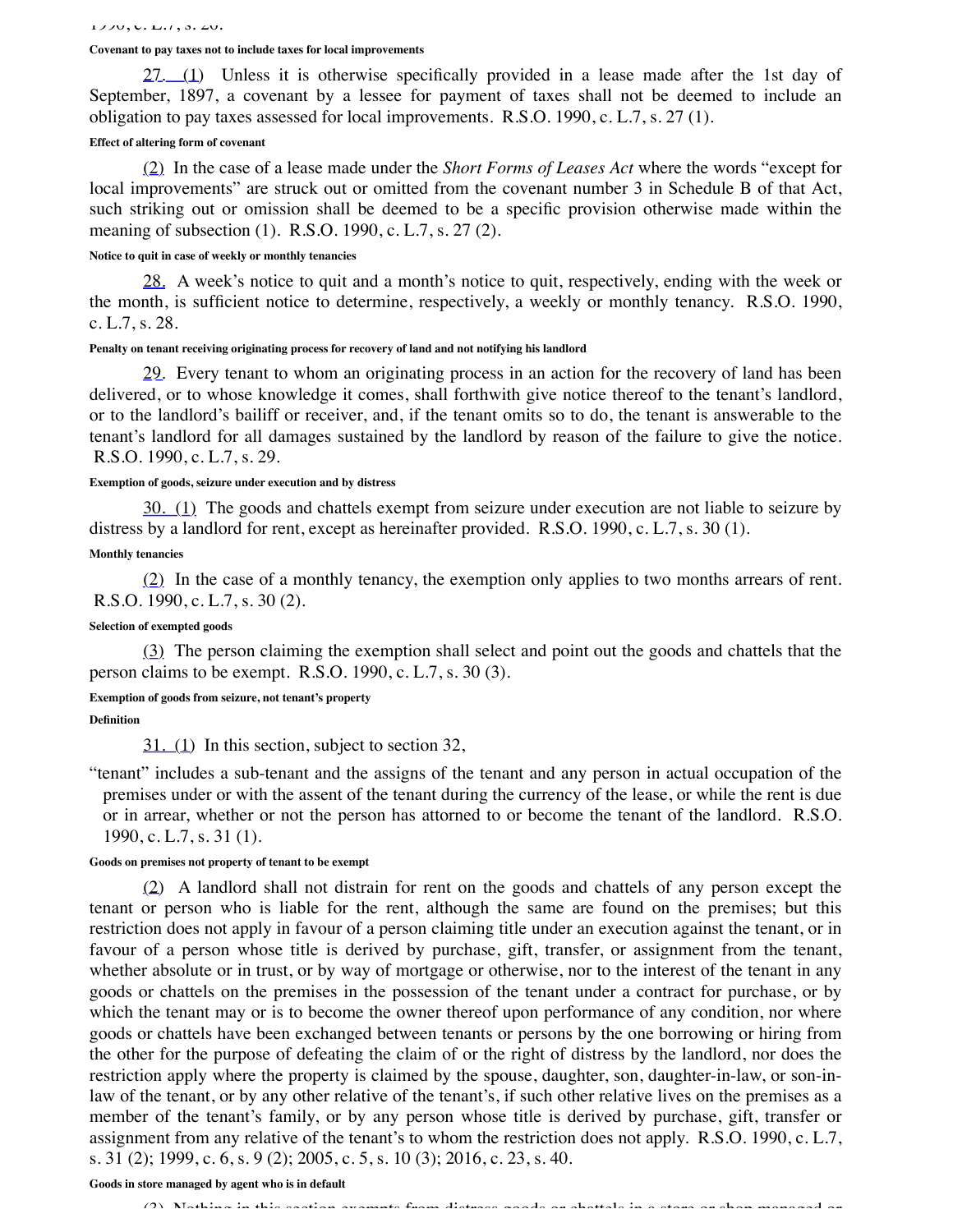**Covenant to pay taxes not to include taxes for local improvements**

27. (1) Unless it is otherwise specifically provided in a lease made after the 1st day of September, 1897, a covenant by a lessee for payment of taxes shall not be deemed to include an obligation to pay taxes assessed for local improvements. R.S.O. 1990, c. L.7, s. 27 (1).

**Effect of altering form of covenant**

(2) In the case of a lease made under the *Short Forms of Leases Act* where the words "except for local improvements" are struck out or omitted from the covenant number 3 in Schedule B of that Act, such striking out or omission shall be deemed to be a specific provision otherwise made within the meaning of subsection (1). R.S.O. 1990, c. L.7, s. 27 (2).

**Notice to quit in case of weekly or monthly tenancies**

28. A week's notice to quit and a month's notice to quit, respectively, ending with the week or the month, is sufficient notice to determine, respectively, a weekly or monthly tenancy. R.S.O. 1990, c. L.7, s. 28.

**Penalty on tenant receiving originating process for recovery of land and not notifying his landlord**

29. Every tenant to whom an originating process in an action for the recovery of land has been delivered, or to whose knowledge it comes, shall forthwith give notice thereof to the tenant's landlord, or to the landlord's bailiff or receiver, and, if the tenant omits so to do, the tenant is answerable to the tenant's landlord for all damages sustained by the landlord by reason of the failure to give the notice. R.S.O. 1990, c. L.7, s. 29.

**Exemption of goods, seizure under execution and by distress**

30. (1) The goods and chattels exempt from seizure under execution are not liable to seizure by distress by a landlord for rent, except as hereinafter provided. R.S.O. 1990, c. L.7, s. 30 (1).

**Monthly tenancies**

(2) In the case of a monthly tenancy, the exemption only applies to two months arrears of rent. R.S.O. 1990, c. L.7, s. 30 (2).

**Selection of exempted goods**

(3) The person claiming the exemption shall select and point out the goods and chattels that the person claims to be exempt. R.S.O. 1990, c. L.7, s. 30 (3).

**Exemption of goods from seizure, not tenant's property**

**Definition**

31. (1) In this section, subject to section 32,

"tenant" includes a sub-tenant and the assigns of the tenant and any person in actual occupation of the premises under or with the assent of the tenant during the currency of the lease, or while the rent is due or in arrear, whether or not the person has attorned to or become the tenant of the landlord. R.S.O. 1990, c. L.7, s. 31 (1).

**Goods on premises not property of tenant to be exempt**

(2) A landlord shall not distrain for rent on the goods and chattels of any person except the tenant or person who is liable for the rent, although the same are found on the premises; but this restriction does not apply in favour of a person claiming title under an execution against the tenant, or in favour of a person whose title is derived by purchase, gift, transfer, or assignment from the tenant, whether absolute or in trust, or by way of mortgage or otherwise, nor to the interest of the tenant in any goods or chattels on the premises in the possession of the tenant under a contract for purchase, or by which the tenant may or is to become the owner thereof upon performance of any condition, nor where goods or chattels have been exchanged between tenants or persons by the one borrowing or hiring from the other for the purpose of defeating the claim of or the right of distress by the landlord, nor does the restriction apply where the property is claimed by the spouse, daughter, son, daughter-in-law, or son-in-law of the tenant, or by any other relative of the tenant's, if such other relative lives on the premises as a member of the tenant's family, or by any person whose title is derived by purchase, gift, transfer or assignment from any relative of the tenant's to whom the restriction does not apply. R.S.O. 1990, c. L.7, s. 31 (2); 1999, c. 6, s. 9 (2); 2005, c. 5, s. 10 (3); 2016, c. 23, s. 40.

**Goods in store managed by agent who is in default**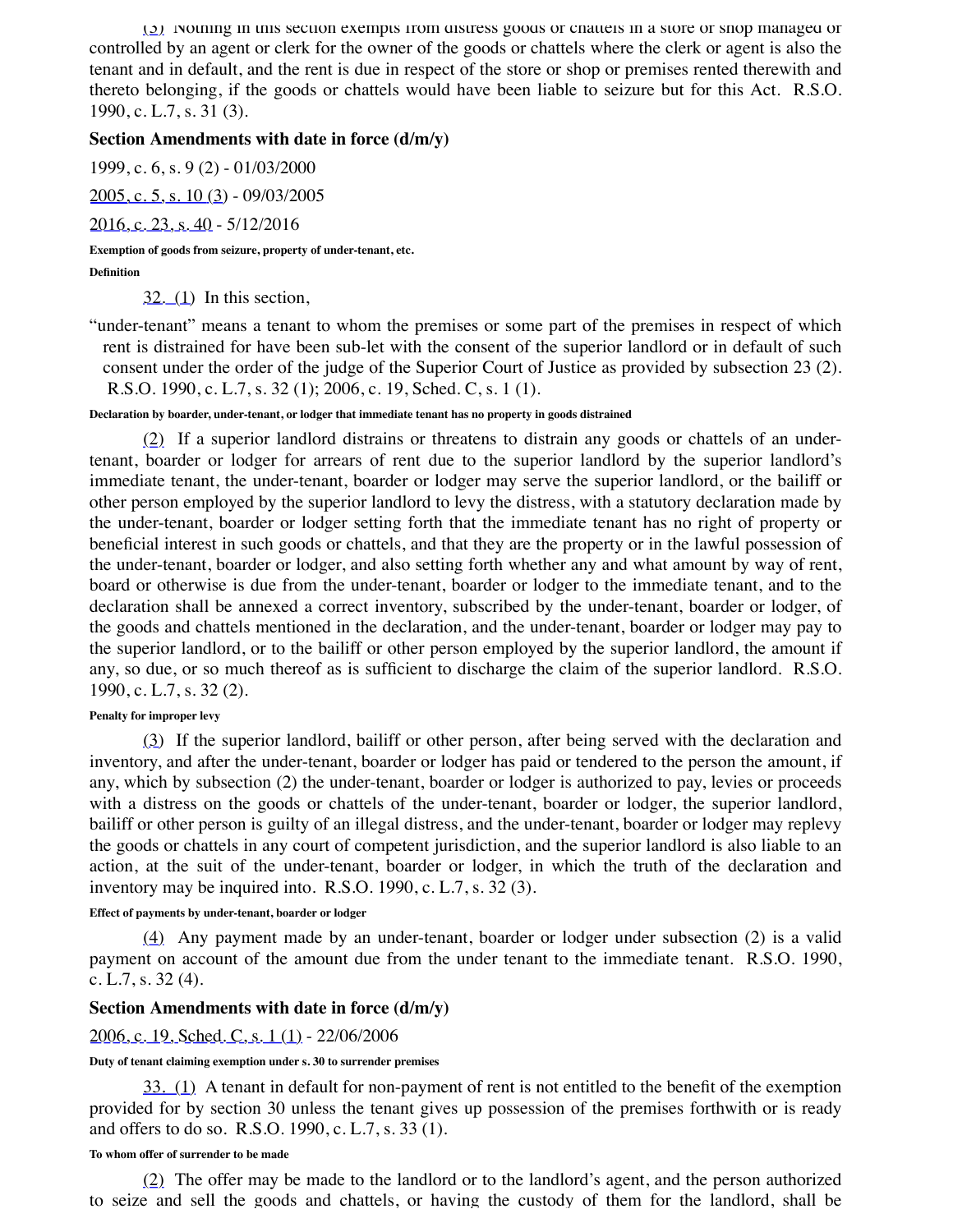(3) Nothing in this section exempts from distress goods or chattels in a store or shop managed or controlled by an agent or clerk for the owner of the goods or chattels where the clerk or agent is also the tenant and in default, and the rent is due in respect of the store or shop or premises rented therewith and thereto belonging, if the goods or chattels would have been liable to seizure but for this Act. R.S.O. 1990, c. L.7, s. 31 (3).

### Section Amendments with date in force (d/m/y)

1999, c. 6, s. 9 (2) - 01/03/2000

2005, c. 5, s. 10 (3) - 09/03/2005

2016, c. 23, s. 40 - 5/12/2016

###### Exemption of goods from seizure, property of under-tenant, etc.

###### Definition

32. (1) In this section,

"under-tenant" means a tenant to whom the premises or some part of the premises in respect of which rent is distrained for have been sub-let with the consent of the superior landlord or in default of such consent under the order of the judge of the Superior Court of Justice as provided by subsection 23 (2). R.S.O. 1990, c. L.7, s. 32 (1); 2006, c. 19, Sched. C, s. 1 (1).

###### Declaration by boarder, under-tenant, or lodger that immediate tenant has no property in goods distrained

(2) If a superior landlord distrains or threatens to distrain any goods or chattels of an under-tenant, boarder or lodger for arrears of rent due to the superior landlord by the superior landlord's immediate tenant, the under-tenant, boarder or lodger may serve the superior landlord, or the bailiff or other person employed by the superior landlord to levy the distress, with a statutory declaration made by the under-tenant, boarder or lodger setting forth that the immediate tenant has no right of property or beneficial interest in such goods or chattels, and that they are the property or in the lawful possession of the under-tenant, boarder or lodger, and also setting forth whether any and what amount by way of rent, board or otherwise is due from the under-tenant, boarder or lodger to the immediate tenant, and to the declaration shall be annexed a correct inventory, subscribed by the under-tenant, boarder or lodger, of the goods and chattels mentioned in the declaration, and the under-tenant, boarder or lodger may pay to the superior landlord, or to the bailiff or other person employed by the superior landlord, the amount if any, so due, or so much thereof as is sufficient to discharge the claim of the superior landlord. R.S.O. 1990, c. L.7, s. 32 (2).

###### Penalty for improper levy

(3) If the superior landlord, bailiff or other person, after being served with the declaration and inventory, and after the under-tenant, boarder or lodger has paid or tendered to the person the amount, if any, which by subsection (2) the under-tenant, boarder or lodger is authorized to pay, levies or proceeds with a distress on the goods or chattels of the under-tenant, boarder or lodger, the superior landlord, bailiff or other person is guilty of an illegal distress, and the under-tenant, boarder or lodger may replevy the goods or chattels in any court of competent jurisdiction, and the superior landlord is also liable to an action, at the suit of the under-tenant, boarder or lodger, in which the truth of the declaration and inventory may be inquired into. R.S.O. 1990, c. L.7, s. 32 (3).

###### Effect of payments by under-tenant, boarder or lodger

(4) Any payment made by an under-tenant, boarder or lodger under subsection (2) is a valid payment on account of the amount due from the under tenant to the immediate tenant. R.S.O. 1990, c. L.7, s. 32 (4).

### Section Amendments with date in force (d/m/y)

2006, c. 19, Sched. C, s. 1 (1) - 22/06/2006

###### Duty of tenant claiming exemption under s. 30 to surrender premises

33. (1) A tenant in default for non-payment of rent is not entitled to the benefit of the exemption provided for by section 30 unless the tenant gives up possession of the premises forthwith or is ready and offers to do so. R.S.O. 1990, c. L.7, s. 33 (1).

###### To whom offer of surrender to be made

(2) The offer may be made to the landlord or to the landlord's agent, and the person authorized to seize and sell the goods and chattels, or having the custody of them for the landlord, shall be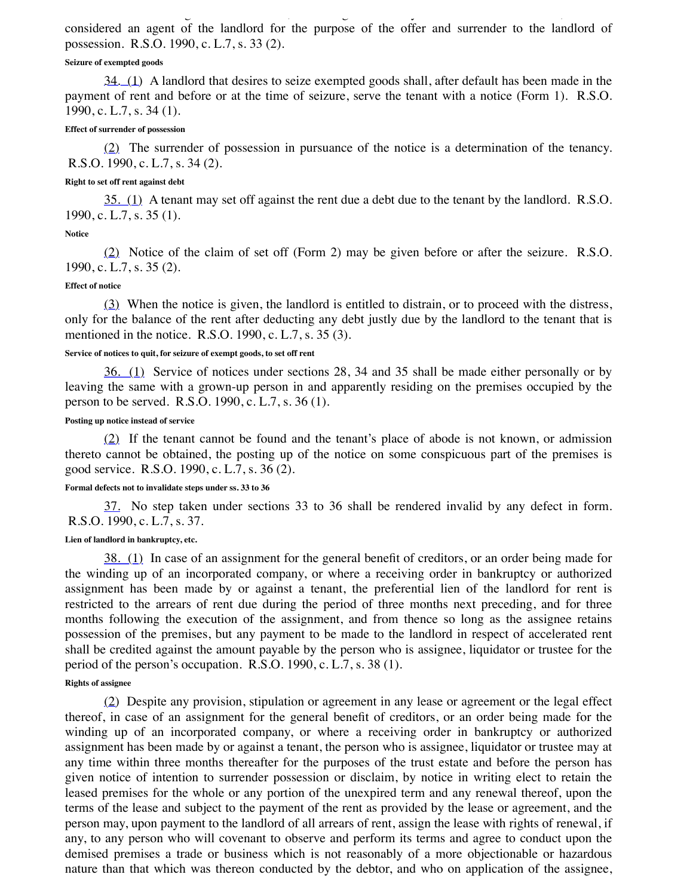considered an agent of the landlord for the purpose of the offer and surrender to the landlord of possession. R.S.O. 1990, c. L.7, s. 33 (2).

**Seizure of exempted goods**

34. (1) A landlord that desires to seize exempted goods shall, after default has been made in the payment of rent and before or at the time of seizure, serve the tenant with a notice (Form 1). R.S.O. 1990, c. L.7, s. 34 (1).

**Effect of surrender of possession**

(2) The surrender of possession in pursuance of the notice is a determination of the tenancy. R.S.O. 1990, c. L.7, s. 34 (2).

**Right to set off rent against debt**

35. (1) A tenant may set off against the rent due a debt due to the tenant by the landlord. R.S.O. 1990, c. L.7, s. 35 (1).

**Notice**

(2) Notice of the claim of set off (Form 2) may be given before or after the seizure. R.S.O. 1990, c. L.7, s. 35 (2).

**Effect of notice**

(3) When the notice is given, the landlord is entitled to distrain, or to proceed with the distress, only for the balance of the rent after deducting any debt justly due by the landlord to the tenant that is mentioned in the notice. R.S.O. 1990, c. L.7, s. 35 (3).

**Service of notices to quit, for seizure of exempt goods, to set off rent**

36. (1) Service of notices under sections 28, 34 and 35 shall be made either personally or by leaving the same with a grown-up person in and apparently residing on the premises occupied by the person to be served. R.S.O. 1990, c. L.7, s. 36 (1).

**Posting up notice instead of service**

(2) If the tenant cannot be found and the tenant's place of abode is not known, or admission thereto cannot be obtained, the posting up of the notice on some conspicuous part of the premises is good service. R.S.O. 1990, c. L.7, s. 36 (2).

**Formal defects not to invalidate steps under ss. 33 to 36**

37. No step taken under sections 33 to 36 shall be rendered invalid by any defect in form. R.S.O. 1990, c. L.7, s. 37.

**Lien of landlord in bankruptcy, etc.**

38. (1) In case of an assignment for the general benefit of creditors, or an order being made for the winding up of an incorporated company, or where a receiving order in bankruptcy or authorized assignment has been made by or against a tenant, the preferential lien of the landlord for rent is restricted to the arrears of rent due during the period of three months next preceding, and for three months following the execution of the assignment, and from thence so long as the assignee retains possession of the premises, but any payment to be made to the landlord in respect of accelerated rent shall be credited against the amount payable by the person who is assignee, liquidator or trustee for the period of the person's occupation. R.S.O. 1990, c. L.7, s. 38 (1).

**Rights of assignee**

(2) Despite any provision, stipulation or agreement in any lease or agreement or the legal effect thereof, in case of an assignment for the general benefit of creditors, or an order being made for the winding up of an incorporated company, or where a receiving order in bankruptcy or authorized assignment has been made by or against a tenant, the person who is assignee, liquidator or trustee may at any time within three months thereafter for the purposes of the trust estate and before the person has given notice of intention to surrender possession or disclaim, by notice in writing elect to retain the leased premises for the whole or any portion of the unexpired term and any renewal thereof, upon the terms of the lease and subject to the payment of the rent as provided by the lease or agreement, and the person may, upon payment to the landlord of all arrears of rent, assign the lease with rights of renewal, if any, to any person who will covenant to observe and perform its terms and agree to conduct upon the demised premises a trade or business which is not reasonably of a more objectionable or hazardous nature than that which was thereon conducted by the debtor, and who on application of the assignee,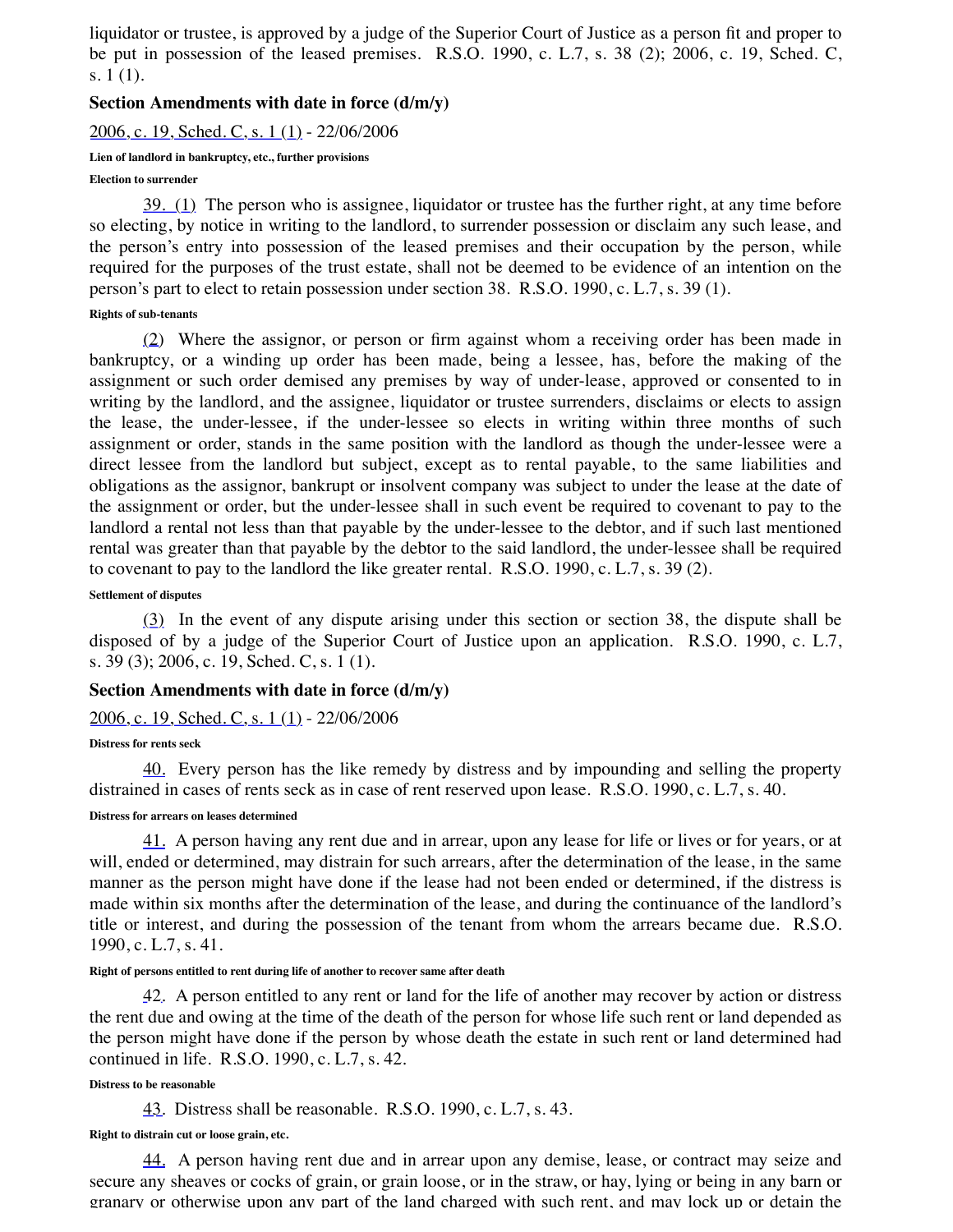liquidator or trustee, is approved by a judge of the Superior Court of Justice as a person fit and proper to be put in possession of the leased premises. R.S.O. 1990, c. L.7, s. 38 (2); 2006, c. 19, Sched. C, s. 1 (1).

**Section Amendments with date in force (d/m/y)**

2006, c. 19, Sched. C, s. 1 (1) - 22/06/2006

**Lien of landlord in bankruptcy, etc., further provisions**

**Election to surrender**

39. (1) The person who is assignee, liquidator or trustee has the further right, at any time before so electing, by notice in writing to the landlord, to surrender possession or disclaim any such lease, and the person's entry into possession of the leased premises and their occupation by the person, while required for the purposes of the trust estate, shall not be deemed to be evidence of an intention on the person's part to elect to retain possession under section 38. R.S.O. 1990, c. L.7, s. 39 (1).

**Rights of sub-tenants**

(2) Where the assignor, or person or firm against whom a receiving order has been made in bankruptcy, or a winding up order has been made, being a lessee, has, before the making of the assignment or such order demised any premises by way of under-lease, approved or consented to in writing by the landlord, and the assignee, liquidator or trustee surrenders, disclaims or elects to assign the lease, the under-lessee, if the under-lessee so elects in writing within three months of such assignment or order, stands in the same position with the landlord as though the under-lessee were a direct lessee from the landlord but subject, except as to rental payable, to the same liabilities and obligations as the assignor, bankrupt or insolvent company was subject to under the lease at the date of the assignment or order, but the under-lessee shall in such event be required to covenant to pay to the landlord a rental not less than that payable by the under-lessee to the debtor, and if such last mentioned rental was greater than that payable by the debtor to the said landlord, the under-lessee shall be required to covenant to pay to the landlord the like greater rental. R.S.O. 1990, c. L.7, s. 39 (2).

**Settlement of disputes**

(3) In the event of any dispute arising under this section or section 38, the dispute shall be disposed of by a judge of the Superior Court of Justice upon an application. R.S.O. 1990, c. L.7, s. 39 (3); 2006, c. 19, Sched. C, s. 1 (1).

**Section Amendments with date in force (d/m/y)**

2006, c. 19, Sched. C, s. 1 (1) - 22/06/2006

**Distress for rents seck**

40. Every person has the like remedy by distress and by impounding and selling the property distrained in cases of rents seck as in case of rent reserved upon lease. R.S.O. 1990, c. L.7, s. 40.

**Distress for arrears on leases determined**

41. A person having any rent due and in arrear, upon any lease for life or lives or for years, or at will, ended or determined, may distrain for such arrears, after the determination of the lease, in the same manner as the person might have done if the lease had not been ended or determined, if the distress is made within six months after the determination of the lease, and during the continuance of the landlord's title or interest, and during the possession of the tenant from whom the arrears became due. R.S.O. 1990, c. L.7, s. 41.

**Right of persons entitled to rent during life of another to recover same after death**

42. A person entitled to any rent or land for the life of another may recover by action or distress the rent due and owing at the time of the death of the person for whose life such rent or land depended as the person might have done if the person by whose death the estate in such rent or land determined had continued in life. R.S.O. 1990, c. L.7, s. 42.

**Distress to be reasonable**

43. Distress shall be reasonable. R.S.O. 1990, c. L.7, s. 43.

**Right to distrain cut or loose grain, etc.**

44. A person having rent due and in arrear upon any demise, lease, or contract may seize and secure any sheaves or cocks of grain, or grain loose, or in the straw, or hay, lying or being in any barn or granary or otherwise upon any part of the land charged with such rent, and may lock up or detain the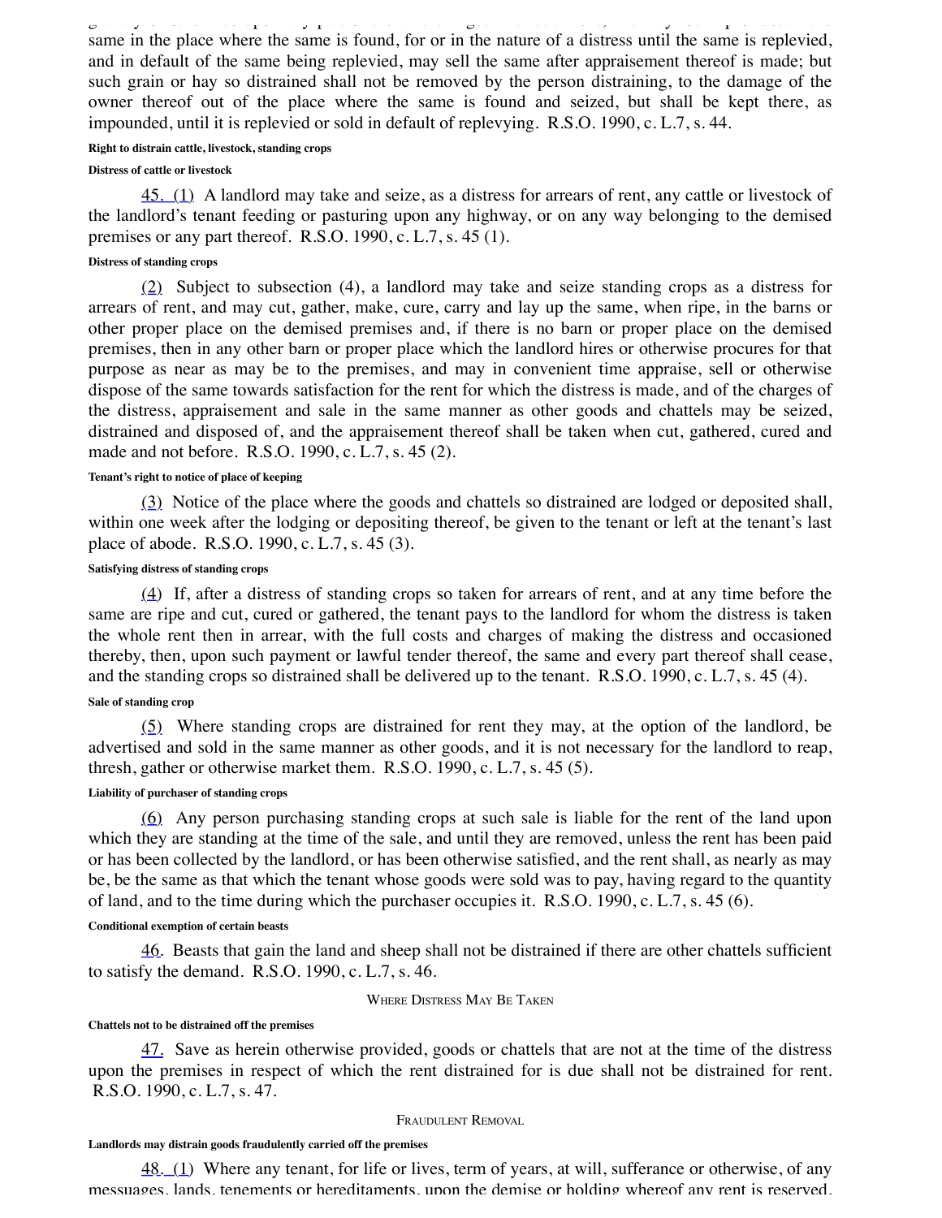same in the place where the same is found, for or in the nature of a distress until the same is replevied, and in default of the same being replevied, may sell the same after appraisement thereof is made; but such grain or hay so distrained shall not be removed by the person distraining, to the damage of the owner thereof out of the place where the same is found and seized, but shall be kept there, as impounded, until it is replevied or sold in default of replevying. R.S.O. 1990, c. L.7, s. 44.

**Right to distrain cattle, livestock, standing crops**

**Distress of cattle or livestock**

45. (1) A landlord may take and seize, as a distress for arrears of rent, any cattle or livestock of the landlord's tenant feeding or pasturing upon any highway, or on any way belonging to the demised premises or any part thereof. R.S.O. 1990, c. L.7, s. 45 (1).

**Distress of standing crops**

(2) Subject to subsection (4), a landlord may take and seize standing crops as a distress for arrears of rent, and may cut, gather, make, cure, carry and lay up the same, when ripe, in the barns or other proper place on the demised premises and, if there is no barn or proper place on the demised premises, then in any other barn or proper place which the landlord hires or otherwise procures for that purpose as near as may be to the premises, and may in convenient time appraise, sell or otherwise dispose of the same towards satisfaction for the rent for which the distress is made, and of the charges of the distress, appraisement and sale in the same manner as other goods and chattels may be seized, distrained and disposed of, and the appraisement thereof shall be taken when cut, gathered, cured and made and not before. R.S.O. 1990, c. L.7, s. 45 (2).

**Tenant's right to notice of place of keeping**

(3) Notice of the place where the goods and chattels so distrained are lodged or deposited shall, within one week after the lodging or depositing thereof, be given to the tenant or left at the tenant's last place of abode. R.S.O. 1990, c. L.7, s. 45 (3).

**Satisfying distress of standing crops**

(4) If, after a distress of standing crops so taken for arrears of rent, and at any time before the same are ripe and cut, cured or gathered, the tenant pays to the landlord for whom the distress is taken the whole rent then in arrear, with the full costs and charges of making the distress and occasioned thereby, then, upon such payment or lawful tender thereof, the same and every part thereof shall cease, and the standing crops so distrained shall be delivered up to the tenant. R.S.O. 1990, c. L.7, s. 45 (4).

**Sale of standing crop**

(5) Where standing crops are distrained for rent they may, at the option of the landlord, be advertised and sold in the same manner as other goods, and it is not necessary for the landlord to reap, thresh, gather or otherwise market them. R.S.O. 1990, c. L.7, s. 45 (5).

**Liability of purchaser of standing crops**

(6) Any person purchasing standing crops at such sale is liable for the rent of the land upon which they are standing at the time of the sale, and until they are removed, unless the rent has been paid or has been collected by the landlord, or has been otherwise satisfied, and the rent shall, as nearly as may be, be the same as that which the tenant whose goods were sold was to pay, having regard to the quantity of land, and to the time during which the purchaser occupies it. R.S.O. 1990, c. L.7, s. 45 (6).

**Conditional exemption of certain beasts**

46. Beasts that gain the land and sheep shall not be distrained if there are other chattels sufficient to satisfy the demand. R.S.O. 1990, c. L.7, s. 46.

WHERE DISTRESS MAY BE TAKEN

**Chattels not to be distrained off the premises**

47. Save as herein otherwise provided, goods or chattels that are not at the time of the distress upon the premises in respect of which the rent distrained for is due shall not be distrained for rent. R.S.O. 1990, c. L.7, s. 47.

FRAUDULENT REMOVAL

**Landlords may distrain goods fraudulently carried off the premises**

48. (1) Where any tenant, for life or lives, term of years, at will, sufferance or otherwise, of any messuages, lands, tenements or hereditaments, upon the demise or holding whereof any rent is reserved,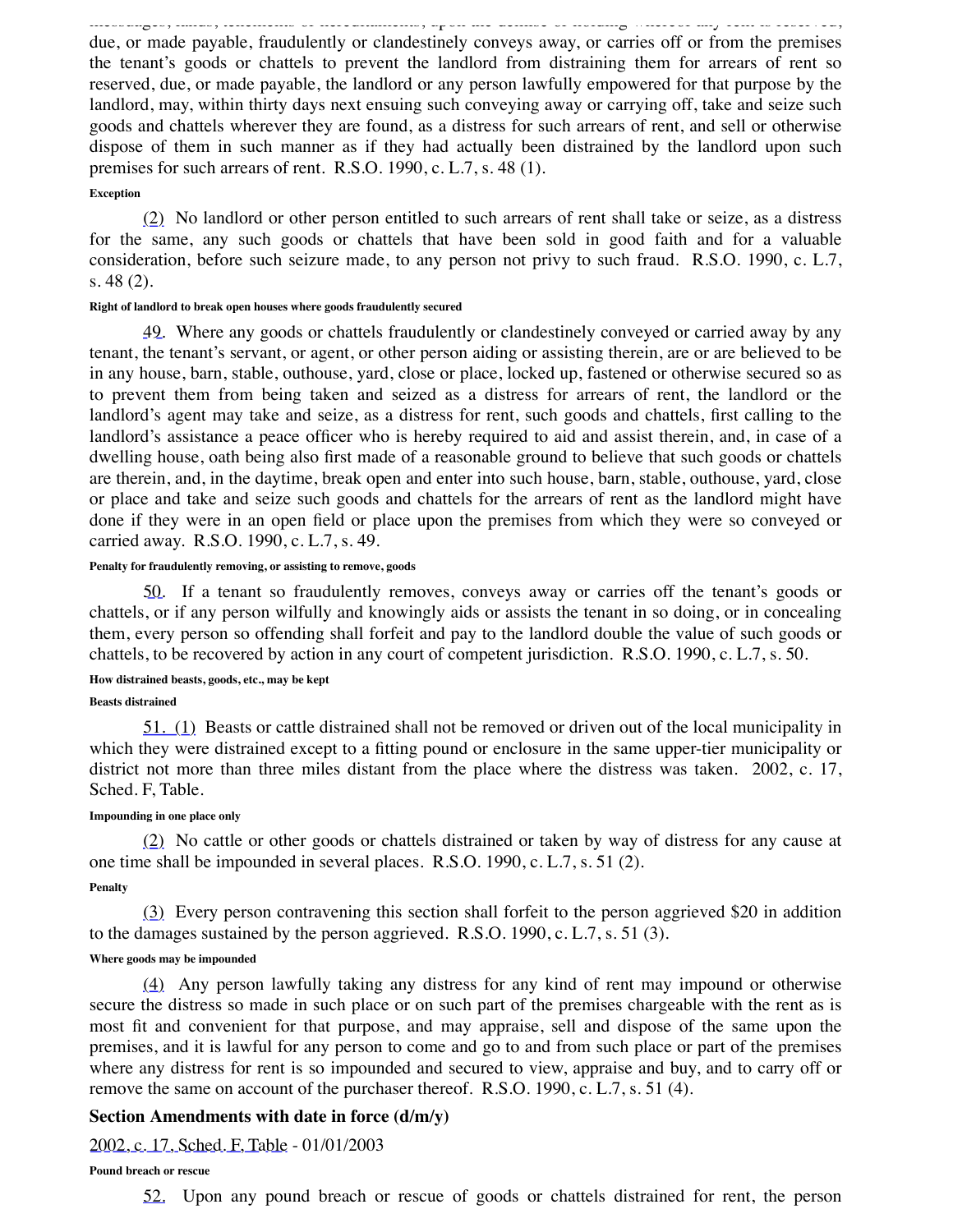due, or made payable, fraudulently or clandestinely conveys away, or carries off or from the premises the tenant's goods or chattels to prevent the landlord from distraining them for arrears of rent so reserved, due, or made payable, the landlord or any person lawfully empowered for that purpose by the landlord, may, within thirty days next ensuing such conveying away or carrying off, take and seize such goods and chattels wherever they are found, as a distress for such arrears of rent, and sell or otherwise dispose of them in such manner as if they had actually been distrained by the landlord upon such premises for such arrears of rent. R.S.O. 1990, c. L.7, s. 48 (1).

###### Exception

(2) No landlord or other person entitled to such arrears of rent shall take or seize, as a distress for the same, any such goods or chattels that have been sold in good faith and for a valuable consideration, before such seizure made, to any person not privy to such fraud. R.S.O. 1990, c. L.7, s. 48 (2).

###### Right of landlord to break open houses where goods fraudulently secured

49. Where any goods or chattels fraudulently or clandestinely conveyed or carried away by any tenant, the tenant's servant, or agent, or other person aiding or assisting therein, are or are believed to be in any house, barn, stable, outhouse, yard, close or place, locked up, fastened or otherwise secured so as to prevent them from being taken and seized as a distress for arrears of rent, the landlord or the landlord's agent may take and seize, as a distress for rent, such goods and chattels, first calling to the landlord's assistance a peace officer who is hereby required to aid and assist therein, and, in case of a dwelling house, oath being also first made of a reasonable ground to believe that such goods or chattels are therein, and, in the daytime, break open and enter into such house, barn, stable, outhouse, yard, close or place and take and seize such goods and chattels for the arrears of rent as the landlord might have done if they were in an open field or place upon the premises from which they were so conveyed or carried away. R.S.O. 1990, c. L.7, s. 49.

###### Penalty for fraudulently removing, or assisting to remove, goods

50. If a tenant so fraudulently removes, conveys away or carries off the tenant's goods or chattels, or if any person wilfully and knowingly aids or assists the tenant in so doing, or in concealing them, every person so offending shall forfeit and pay to the landlord double the value of such goods or chattels, to be recovered by action in any court of competent jurisdiction. R.S.O. 1990, c. L.7, s. 50.

###### How distrained beasts, goods, etc., may be kept

###### Beasts distrained

51. (1) Beasts or cattle distrained shall not be removed or driven out of the local municipality in which they were distrained except to a fitting pound or enclosure in the same upper-tier municipality or district not more than three miles distant from the place where the distress was taken. 2002, c. 17, Sched. F, Table.

###### Impounding in one place only

(2) No cattle or other goods or chattels distrained or taken by way of distress for any cause at one time shall be impounded in several places. R.S.O. 1990, c. L.7, s. 51 (2).

###### Penalty

(3) Every person contravening this section shall forfeit to the person aggrieved $20 in addition to the damages sustained by the person aggrieved. R.S.O. 1990, c. L.7, s. 51 (3).

###### Where goods may be impounded

(4) Any person lawfully taking any distress for any kind of rent may impound or otherwise secure the distress so made in such place or on such part of the premises chargeable with the rent as is most fit and convenient for that purpose, and may appraise, sell and dispose of the same upon the premises, and it is lawful for any person to come and go to and from such place or part of the premises where any distress for rent is so impounded and secured to view, appraise and buy, and to carry off or remove the same on account of the purchaser thereof. R.S.O. 1990, c. L.7, s. 51 (4).

### Section Amendments with date in force (d/m/y)

2002, c. 17, Sched. F, Table - 01/01/2003

###### Pound breach or rescue

52. Upon any pound breach or rescue of goods or chattels distrained for rent, the person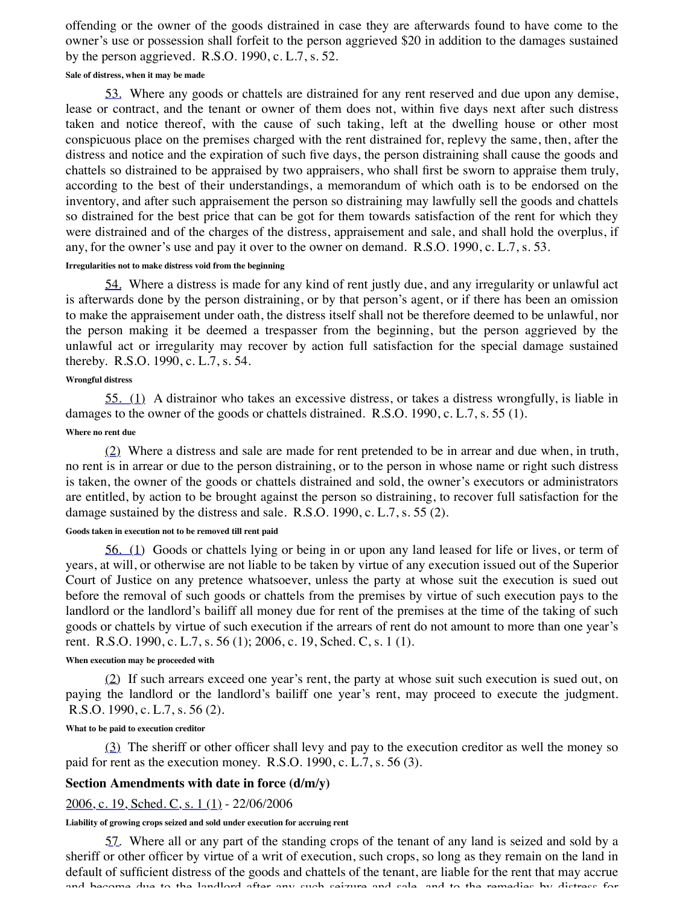offending or the owner of the goods distrained in case they are afterwards found to have come to the owner's use or possession shall forfeit to the person aggrieved $20 in addition to the damages sustained by the person aggrieved. R.S.O. 1990, c. L.7, s. 52.

**Sale of distress, when it may be made**

53. Where any goods or chattels are distrained for any rent reserved and due upon any demise, lease or contract, and the tenant or owner of them does not, within five days next after such distress taken and notice thereof, with the cause of such taking, left at the dwelling house or other most conspicuous place on the premises charged with the rent distrained for, replevy the same, then, after the distress and notice and the expiration of such five days, the person distraining shall cause the goods and chattels so distrained to be appraised by two appraisers, who shall first be sworn to appraise them truly, according to the best of their understandings, a memorandum of which oath is to be endorsed on the inventory, and after such appraisement the person so distraining may lawfully sell the goods and chattels so distrained for the best price that can be got for them towards satisfaction of the rent for which they were distrained and of the charges of the distress, appraisement and sale, and shall hold the overplus, if any, for the owner's use and pay it over to the owner on demand. R.S.O. 1990, c. L.7, s. 53.

**Irregularities not to make distress void from the beginning**

54. Where a distress is made for any kind of rent justly due, and any irregularity or unlawful act is afterwards done by the person distraining, or by that person's agent, or if there has been an omission to make the appraisement under oath, the distress itself shall not be therefore deemed to be unlawful, nor the person making it be deemed a trespasser from the beginning, but the person aggrieved by the unlawful act or irregularity may recover by action full satisfaction for the special damage sustained thereby. R.S.O. 1990, c. L.7, s. 54.

**Wrongful distress**

55. (1) A distrainor who takes an excessive distress, or takes a distress wrongfully, is liable in damages to the owner of the goods or chattels distrained. R.S.O. 1990, c. L.7, s. 55 (1).

**Where no rent due**

(2) Where a distress and sale are made for rent pretended to be in arrear and due when, in truth, no rent is in arrear or due to the person distraining, or to the person in whose name or right such distress is taken, the owner of the goods or chattels distrained and sold, the owner's executors or administrators are entitled, by action to be brought against the person so distraining, to recover full satisfaction for the damage sustained by the distress and sale. R.S.O. 1990, c. L.7, s. 55 (2).

**Goods taken in execution not to be removed till rent paid**

56. (1) Goods or chattels lying or being in or upon any land leased for life or lives, or term of years, at will, or otherwise are not liable to be taken by virtue of any execution issued out of the Superior Court of Justice on any pretence whatsoever, unless the party at whose suit the execution is sued out before the removal of such goods or chattels from the premises by virtue of such execution pays to the landlord or the landlord's bailiff all money due for rent of the premises at the time of the taking of such goods or chattels by virtue of such execution if the arrears of rent do not amount to more than one year's rent. R.S.O. 1990, c. L.7, s. 56 (1); 2006, c. 19, Sched. C, s. 1 (1).

**When execution may be proceeded with**

(2) If such arrears exceed one year's rent, the party at whose suit such execution is sued out, on paying the landlord or the landlord's bailiff one year's rent, may proceed to execute the judgment. R.S.O. 1990, c. L.7, s. 56 (2).

**What to be paid to execution creditor**

(3) The sheriff or other officer shall levy and pay to the execution creditor as well the money so paid for rent as the execution money. R.S.O. 1990, c. L.7, s. 56 (3).

### Section Amendments with date in force (d/m/y)

2006, c. 19, Sched. C, s. 1 (1) - 22/06/2006

**Liability of growing crops seized and sold under execution for accruing rent**

57. Where all or any part of the standing crops of the tenant of any land is seized and sold by a sheriff or other officer by virtue of a writ of execution, such crops, so long as they remain on the land in default of sufficient distress of the goods and chattels of the tenant, are liable for the rent that may accrue and become due to the landlord after any such seizure and sale, and to the remedies by distress for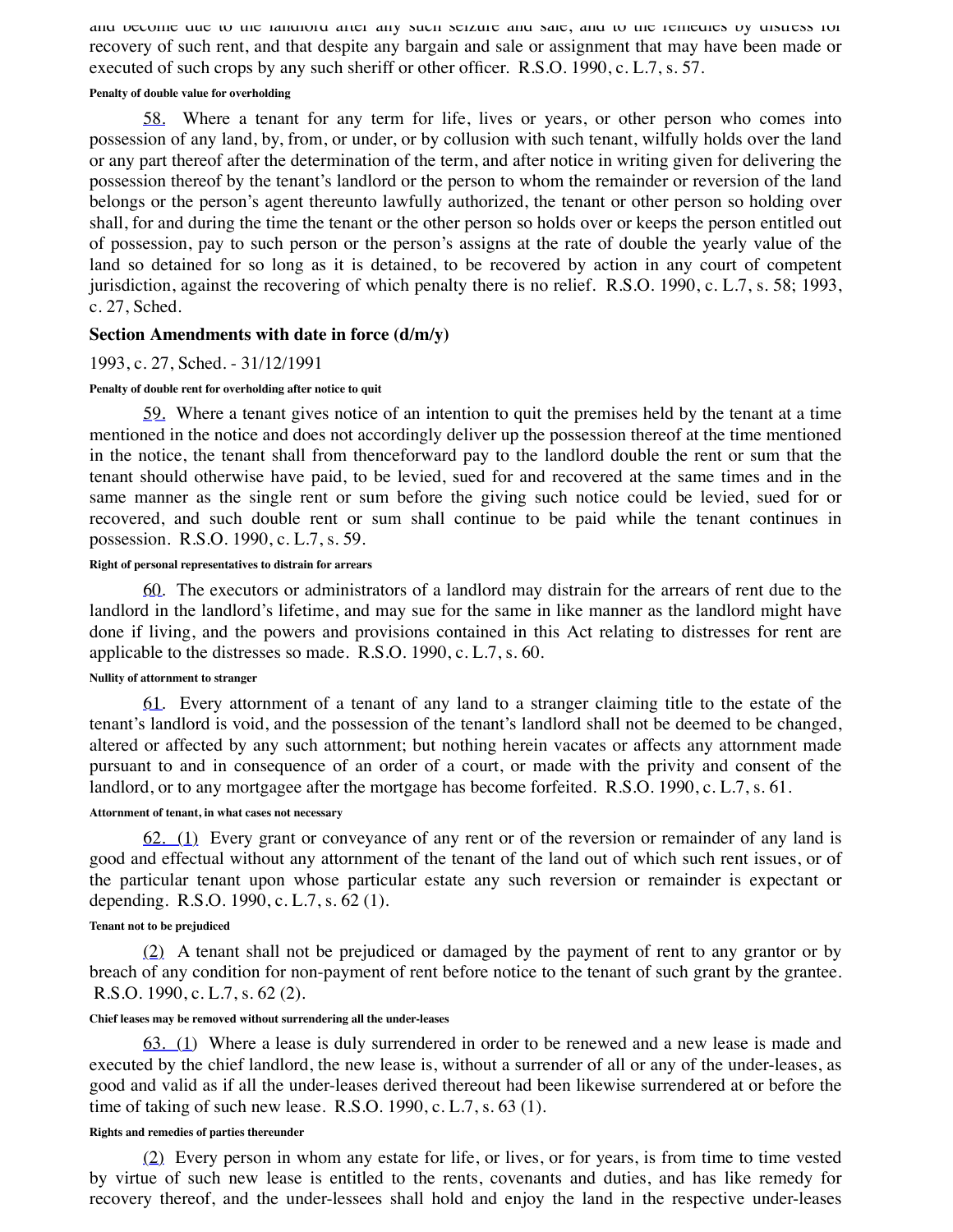and become due to the landlord after any such seizure and sale, and to the remedies by distress for recovery of such rent, and that despite any bargain and sale or assignment that may have been made or executed of such crops by any such sheriff or other officer. R.S.O. 1990, c. L.7, s. 57.

###### Penalty of double value for overholding

58. Where a tenant for any term for life, lives or years, or other person who comes into possession of any land, by, from, or under, or by collusion with such tenant, wilfully holds over the land or any part thereof after the determination of the term, and after notice in writing given for delivering the possession thereof by the tenant's landlord or the person to whom the remainder or reversion of the land belongs or the person's agent thereunto lawfully authorized, the tenant or other person so holding over shall, for and during the time the tenant or the other person so holds over or keeps the person entitled out of possession, pay to such person or the person's assigns at the rate of double the yearly value of the land so detained for so long as it is detained, to be recovered by action in any court of competent jurisdiction, against the recovering of which penalty there is no relief. R.S.O. 1990, c. L.7, s. 58; 1993, c. 27, Sched.

### Section Amendments with date in force (d/m/y)

1993, c. 27, Sched. - 31/12/1991

###### Penalty of double rent for overholding after notice to quit

59. Where a tenant gives notice of an intention to quit the premises held by the tenant at a time mentioned in the notice and does not accordingly deliver up the possession thereof at the time mentioned in the notice, the tenant shall from thenceforward pay to the landlord double the rent or sum that the tenant should otherwise have paid, to be levied, sued for and recovered at the same times and in the same manner as the single rent or sum before the giving such notice could be levied, sued for or recovered, and such double rent or sum shall continue to be paid while the tenant continues in possession. R.S.O. 1990, c. L.7, s. 59.

###### Right of personal representatives to distrain for arrears

60. The executors or administrators of a landlord may distrain for the arrears of rent due to the landlord in the landlord's lifetime, and may sue for the same in like manner as the landlord might have done if living, and the powers and provisions contained in this Act relating to distresses for rent are applicable to the distresses so made. R.S.O. 1990, c. L.7, s. 60.

###### Nullity of attornment to stranger

61. Every attornment of a tenant of any land to a stranger claiming title to the estate of the tenant's landlord is void, and the possession of the tenant's landlord shall not be deemed to be changed, altered or affected by any such attornment; but nothing herein vacates or affects any attornment made pursuant to and in consequence of an order of a court, or made with the privity and consent of the landlord, or to any mortgagee after the mortgage has become forfeited. R.S.O. 1990, c. L.7, s. 61.

###### Attornment of tenant, in what cases not necessary

62. (1) Every grant or conveyance of any rent or of the reversion or remainder of any land is good and effectual without any attornment of the tenant of the land out of which such rent issues, or of the particular tenant upon whose particular estate any such reversion or remainder is expectant or depending. R.S.O. 1990, c. L.7, s. 62 (1).

###### Tenant not to be prejudiced

(2) A tenant shall not be prejudiced or damaged by the payment of rent to any grantor or by breach of any condition for non-payment of rent before notice to the tenant of such grant by the grantee. R.S.O. 1990, c. L.7, s. 62 (2).

###### Chief leases may be removed without surrendering all the under-leases

63. (1) Where a lease is duly surrendered in order to be renewed and a new lease is made and executed by the chief landlord, the new lease is, without a surrender of all or any of the under-leases, as good and valid as if all the under-leases derived thereout had been likewise surrendered at or before the time of taking of such new lease. R.S.O. 1990, c. L.7, s. 63 (1).

###### Rights and remedies of parties thereunder

(2) Every person in whom any estate for life, or lives, or for years, is from time to time vested by virtue of such new lease is entitled to the rents, covenants and duties, and has like remedy for recovery thereof, and the under-lessees shall hold and enjoy the land in the respective under-leases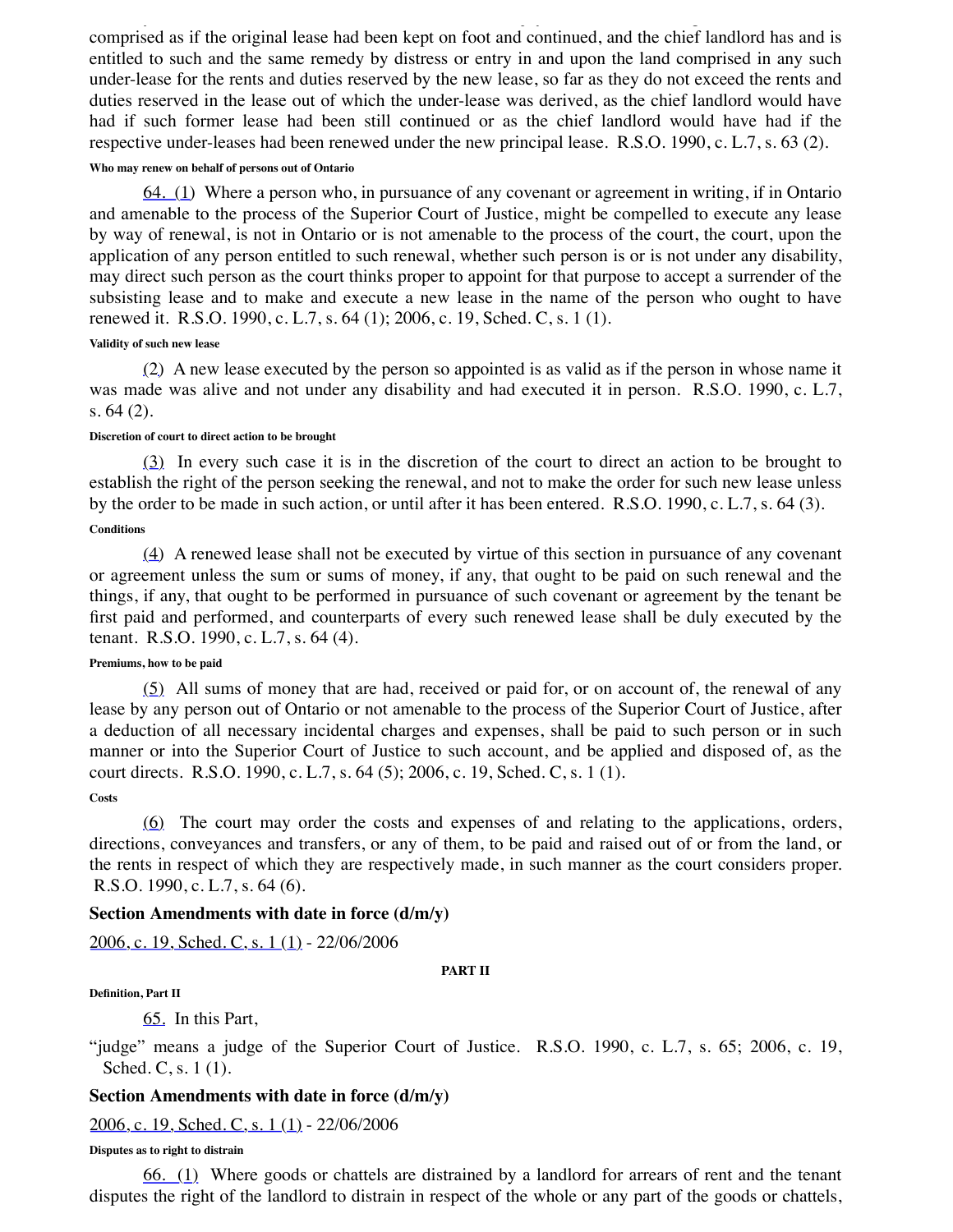comprised as if the original lease had been kept on foot and continued, and the chief landlord has and is entitled to such and the same remedy by distress or entry in and upon the land comprised in any such under-lease for the rents and duties reserved by the new lease, so far as they do not exceed the rents and duties reserved in the lease out of which the under-lease was derived, as the chief landlord would have had if such former lease had been still continued or as the chief landlord would have had if the respective under-leases had been renewed under the new principal lease. R.S.O. 1990, c. L.7, s. 63 (2).

**Who may renew on behalf of persons out of Ontario**

64. (1) Where a person who, in pursuance of any covenant or agreement in writing, if in Ontario and amenable to the process of the Superior Court of Justice, might be compelled to execute any lease by way of renewal, is not in Ontario or is not amenable to the process of the court, the court, upon the application of any person entitled to such renewal, whether such person is or is not under any disability, may direct such person as the court thinks proper to appoint for that purpose to accept a surrender of the subsisting lease and to make and execute a new lease in the name of the person who ought to have renewed it. R.S.O. 1990, c. L.7, s. 64 (1); 2006, c. 19, Sched. C, s. 1 (1).

**Validity of such new lease**

(2) A new lease executed by the person so appointed is as valid as if the person in whose name it was made was alive and not under any disability and had executed it in person. R.S.O. 1990, c. L.7, s. 64 (2).

**Discretion of court to direct action to be brought**

(3) In every such case it is in the discretion of the court to direct an action to be brought to establish the right of the person seeking the renewal, and not to make the order for such new lease unless by the order to be made in such action, or until after it has been entered. R.S.O. 1990, c. L.7, s. 64 (3).

**Conditions**

(4) A renewed lease shall not be executed by virtue of this section in pursuance of any covenant or agreement unless the sum or sums of money, if any, that ought to be paid on such renewal and the things, if any, that ought to be performed in pursuance of such covenant or agreement by the tenant be first paid and performed, and counterparts of every such renewed lease shall be duly executed by the tenant. R.S.O. 1990, c. L.7, s. 64 (4).

**Premiums, how to be paid**

(5) All sums of money that are had, received or paid for, or on account of, the renewal of any lease by any person out of Ontario or not amenable to the process of the Superior Court of Justice, after a deduction of all necessary incidental charges and expenses, shall be paid to such person or in such manner or into the Superior Court of Justice to such account, and be applied and disposed of, as the court directs. R.S.O. 1990, c. L.7, s. 64 (5); 2006, c. 19, Sched. C, s. 1 (1).

**Costs**

(6) The court may order the costs and expenses of and relating to the applications, orders, directions, conveyances and transfers, or any of them, to be paid and raised out of or from the land, or the rents in respect of which they are respectively made, in such manner as the court considers proper. R.S.O. 1990, c. L.7, s. 64 (6).

### Section Amendments with date in force (d/m/y)

2006, c. 19, Sched. C, s. 1 (1) - 22/06/2006

## PART II

**Definition, Part II**

65. In this Part,

"judge" means a judge of the Superior Court of Justice. R.S.O. 1990, c. L.7, s. 65; 2006, c. 19, Sched. C, s. 1 (1).

### Section Amendments with date in force (d/m/y)

2006, c. 19, Sched. C, s. 1 (1) - 22/06/2006

**Disputes as to right to distrain**

66. (1) Where goods or chattels are distrained by a landlord for arrears of rent and the tenant disputes the right of the landlord to distrain in respect of the whole or any part of the goods or chattels,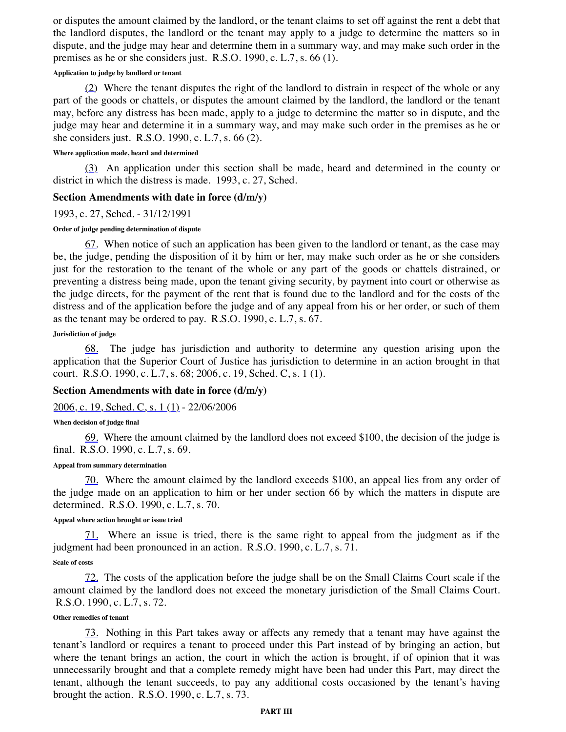or disputes the amount claimed by the landlord, or the tenant claims to set off against the rent a debt that the landlord disputes, the landlord or the tenant may apply to a judge to determine the matters so in dispute, and the judge may hear and determine them in a summary way, and may make such order in the premises as he or she considers just. R.S.O. 1990, c. L.7, s. 66 (1).

###### Application to judge by landlord or tenant

(2) Where the tenant disputes the right of the landlord to distrain in respect of the whole or any part of the goods or chattels, or disputes the amount claimed by the landlord, the landlord or the tenant may, before any distress has been made, apply to a judge to determine the matter so in dispute, and the judge may hear and determine it in a summary way, and may make such order in the premises as he or she considers just. R.S.O. 1990, c. L.7, s. 66 (2).

###### Where application made, heard and determined

(3) An application under this section shall be made, heard and determined in the county or district in which the distress is made. 1993, c. 27, Sched.

### Section Amendments with date in force (d/m/y)

1993, c. 27, Sched. - 31/12/1991

###### Order of judge pending determination of dispute

67. When notice of such an application has been given to the landlord or tenant, as the case may be, the judge, pending the disposition of it by him or her, may make such order as he or she considers just for the restoration to the tenant of the whole or any part of the goods or chattels distrained, or preventing a distress being made, upon the tenant giving security, by payment into court or otherwise as the judge directs, for the payment of the rent that is found due to the landlord and for the costs of the distress and of the application before the judge and of any appeal from his or her order, or such of them as the tenant may be ordered to pay. R.S.O. 1990, c. L.7, s. 67.

###### Jurisdiction of judge

68. The judge has jurisdiction and authority to determine any question arising upon the application that the Superior Court of Justice has jurisdiction to determine in an action brought in that court. R.S.O. 1990, c. L.7, s. 68; 2006, c. 19, Sched. C, s. 1 (1).

### Section Amendments with date in force (d/m/y)

2006, c. 19, Sched. C, s. 1 (1) - 22/06/2006

###### When decision of judge final

69. Where the amount claimed by the landlord does not exceed $100, the decision of the judge is final. R.S.O. 1990, c. L.7, s. 69.

###### Appeal from summary determination

70. Where the amount claimed by the landlord exceeds $100, an appeal lies from any order of the judge made on an application to him or her under section 66 by which the matters in dispute are determined. R.S.O. 1990, c. L.7, s. 70.

###### Appeal where action brought or issue tried

71. Where an issue is tried, there is the same right to appeal from the judgment as if the judgment had been pronounced in an action. R.S.O. 1990, c. L.7, s. 71.

###### Scale of costs

72. The costs of the application before the judge shall be on the Small Claims Court scale if the amount claimed by the landlord does not exceed the monetary jurisdiction of the Small Claims Court. R.S.O. 1990, c. L.7, s. 72.

###### Other remedies of tenant

73. Nothing in this Part takes away or affects any remedy that a tenant may have against the tenant's landlord or requires a tenant to proceed under this Part instead of by bringing an action, but where the tenant brings an action, the court in which the action is brought, if of opinion that it was unnecessarily brought and that a complete remedy might have been had under this Part, may direct the tenant, although the tenant succeeds, to pay any additional costs occasioned by the tenant's having brought the action. R.S.O. 1990, c. L.7, s. 73.

**PART III**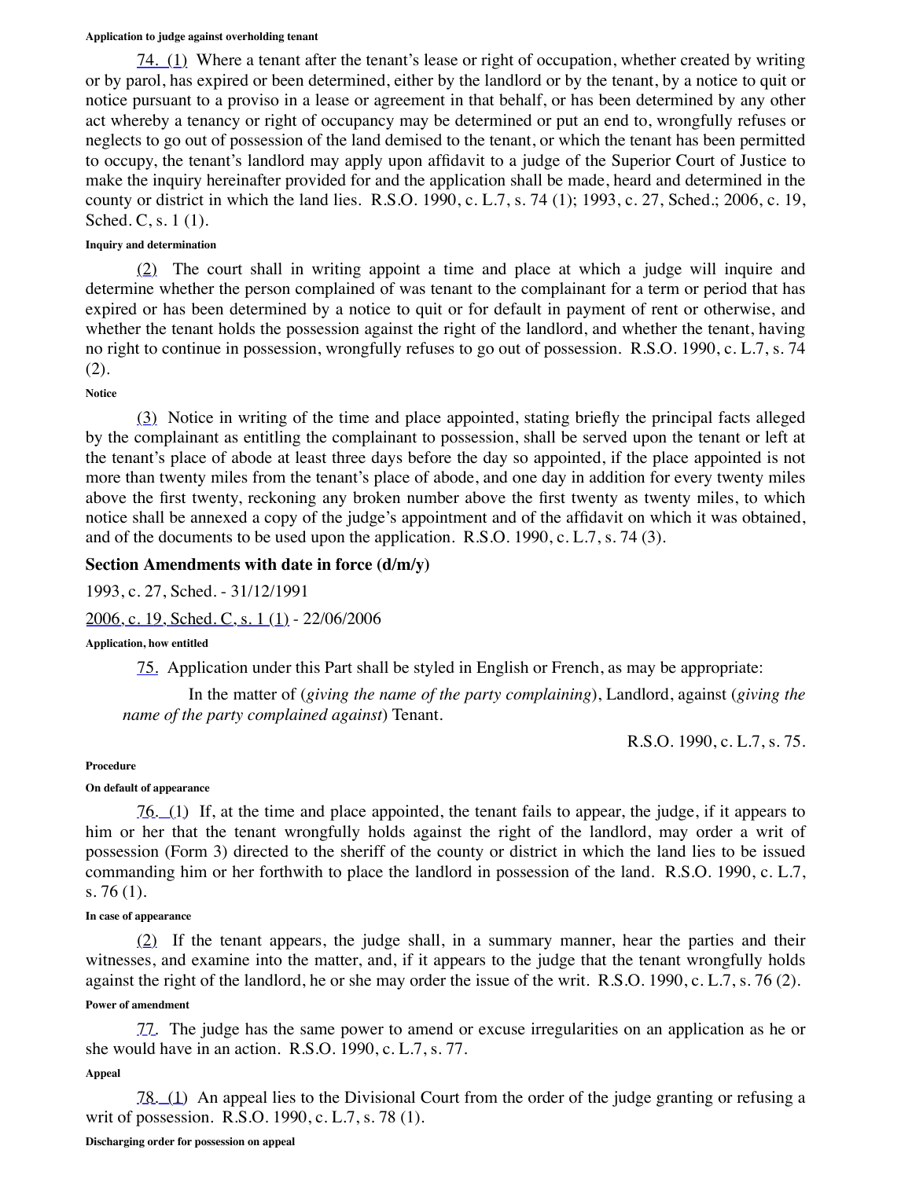**Application to judge against overholding tenant**

74. (1) Where a tenant after the tenant's lease or right of occupation, whether created by writing or by parol, has expired or been determined, either by the landlord or by the tenant, by a notice to quit or notice pursuant to a proviso in a lease or agreement in that behalf, or has been determined by any other act whereby a tenancy or right of occupancy may be determined or put an end to, wrongfully refuses or neglects to go out of possession of the land demised to the tenant, or which the tenant has been permitted to occupy, the tenant's landlord may apply upon affidavit to a judge of the Superior Court of Justice to make the inquiry hereinafter provided for and the application shall be made, heard and determined in the county or district in which the land lies. R.S.O. 1990, c. L.7, s. 74 (1); 1993, c. 27, Sched.; 2006, c. 19, Sched. C, s. 1 (1).

**Inquiry and determination**

(2) The court shall in writing appoint a time and place at which a judge will inquire and determine whether the person complained of was tenant to the complainant for a term or period that has expired or has been determined by a notice to quit or for default in payment of rent or otherwise, and whether the tenant holds the possession against the right of the landlord, and whether the tenant, having no right to continue in possession, wrongfully refuses to go out of possession. R.S.O. 1990, c. L.7, s. 74 (2).

**Notice**

(3) Notice in writing of the time and place appointed, stating briefly the principal facts alleged by the complainant as entitling the complainant to possession, shall be served upon the tenant or left at the tenant's place of abode at least three days before the day so appointed, if the place appointed is not more than twenty miles from the tenant's place of abode, and one day in addition for every twenty miles above the first twenty, reckoning any broken number above the first twenty as twenty miles, to which notice shall be annexed a copy of the judge's appointment and of the affidavit on which it was obtained, and of the documents to be used upon the application. R.S.O. 1990, c. L.7, s. 74 (3).

### Section Amendments with date in force (d/m/y)

1993, c. 27, Sched. - 31/12/1991

2006, c. 19, Sched. C, s. 1 (1) - 22/06/2006

**Application, how entitled**

75. Application under this Part shall be styled in English or French, as may be appropriate:

In the matter of (*giving the name of the party complaining*), Landlord, against (*giving the name of the party complained against*) Tenant.

R.S.O. 1990, c. L.7, s. 75.

**Procedure**

**On default of appearance**

76. (1) If, at the time and place appointed, the tenant fails to appear, the judge, if it appears to him or her that the tenant wrongfully holds against the right of the landlord, may order a writ of possession (Form 3) directed to the sheriff of the county or district in which the land lies to be issued commanding him or her forthwith to place the landlord in possession of the land. R.S.O. 1990, c. L.7, s. 76 (1).

**In case of appearance**

(2) If the tenant appears, the judge shall, in a summary manner, hear the parties and their witnesses, and examine into the matter, and, if it appears to the judge that the tenant wrongfully holds against the right of the landlord, he or she may order the issue of the writ. R.S.O. 1990, c. L.7, s. 76 (2).

**Power of amendment**

77. The judge has the same power to amend or excuse irregularities on an application as he or she would have in an action. R.S.O. 1990, c. L.7, s. 77.

**Appeal**

78. (1) An appeal lies to the Divisional Court from the order of the judge granting or refusing a writ of possession. R.S.O. 1990, c. L.7, s. 78 (1).

**Discharging order for possession on appeal**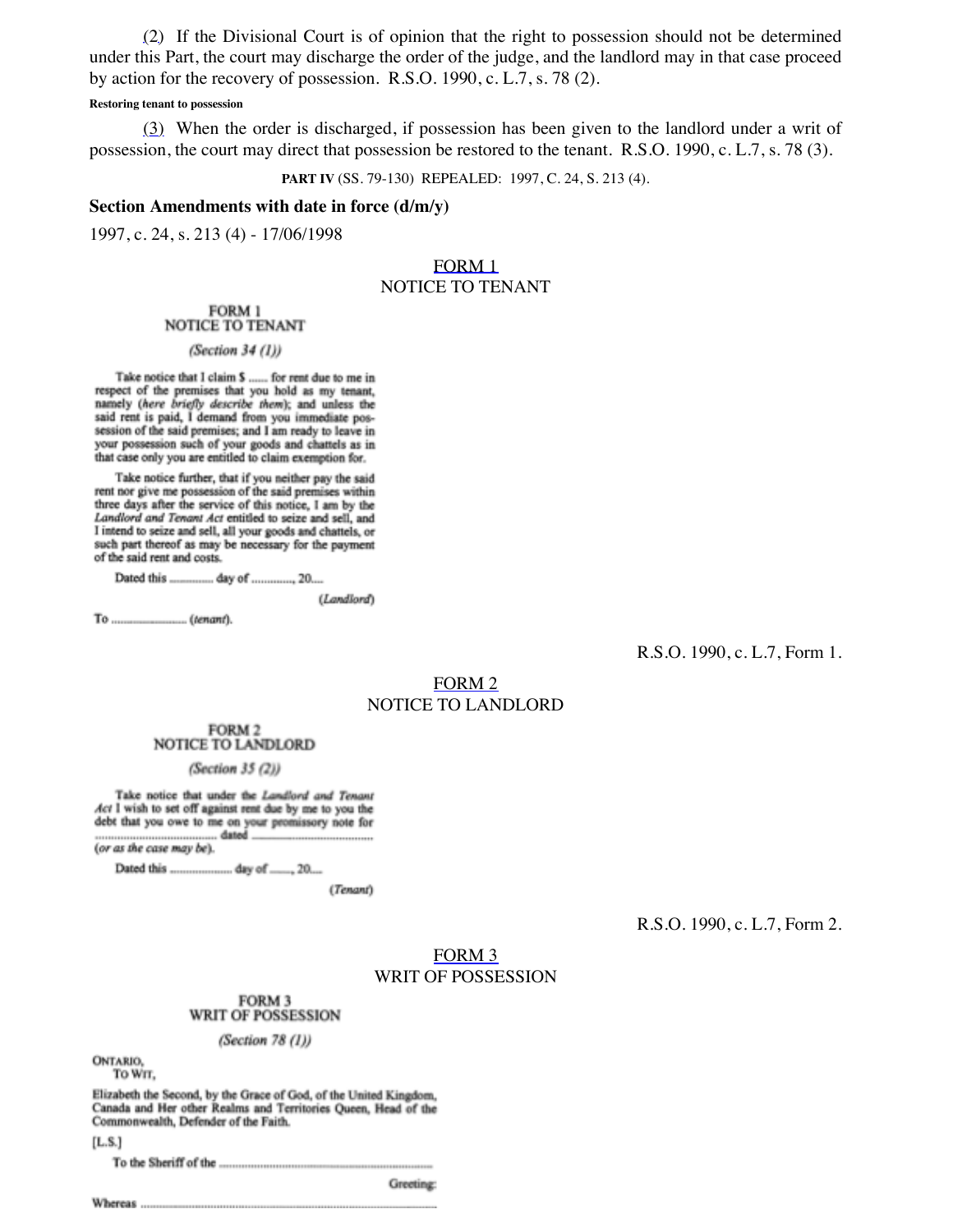(2) If the Divisional Court is of opinion that the right to possession should not be determined under this Part, the court may discharge the order of the judge, and the landlord may in that case proceed by action for the recovery of possession. R.S.O. 1990, c. L.7, s. 78 (2).

**Restoring tenant to possession**

(3) When the order is discharged, if possession has been given to the landlord under a writ of possession, the court may direct that possession be restored to the tenant. R.S.O. 1990, c. L.7, s. 78 (3).

**PART IV** (SS. 79-130) REPEALED: 1997, C. 24, S. 213 (4).

**Section Amendments with date in force (d/m/y)**

1997, c. 24, s. 213 (4) - 17/06/1998

FORM 1
NOTICE TO TENANT

FORM 1
NOTICE TO TENANT

*(Section 34 (1))*

Take notice that I claim $ ...... for rent due to me in respect of the premises that you hold as my tenant, namely (*here briefly describe them*); and unless the said rent is paid, I demand from you immediate possession of the said premises; and I am ready to leave in your possession such of your goods and chattels as in that case only you are entitled to claim exemption for.

Take notice further, that if you neither pay the said rent nor give me possession of the said premises within three days after the service of this notice, I am by the *Landlord and Tenant Act* entitled to seize and sell, and I intend to seize and sell, all your goods and chattels, or such part thereof as may be necessary for the payment of the said rent and costs.

Dated this ............ day of ............, 20....

(*Landlord*)

To ...................... (*tenant*).

R.S.O. 1990, c. L.7, Form 1.

FORM 2
NOTICE TO LANDLORD

FORM 2
NOTICE TO LANDLORD

*(Section 35 (2))*

Take notice that under the *Landlord and Tenant Act* I wish to set off against rent due by me to you the debt that you owe to me on your promissory note for ...................................... dated ...................................... (*or as the case may be*).

Dated this .................. day of ......, 20....

(*Tenant*)

R.S.O. 1990, c. L.7, Form 2.

FORM 3
WRIT OF POSSESSION

FORM 3
WRIT OF POSSESSION

*(Section 78 (1))*

ONTARIO,
TO WIT,

Elizabeth the Second, by the Grace of God, of the United Kingdom, Canada and Her other Realms and Territories Queen, Head of the Commonwealth, Defender of the Faith.

[L.S.]

To the Sheriff of the ..............................................................

Greeting:

Whereas ..............................................................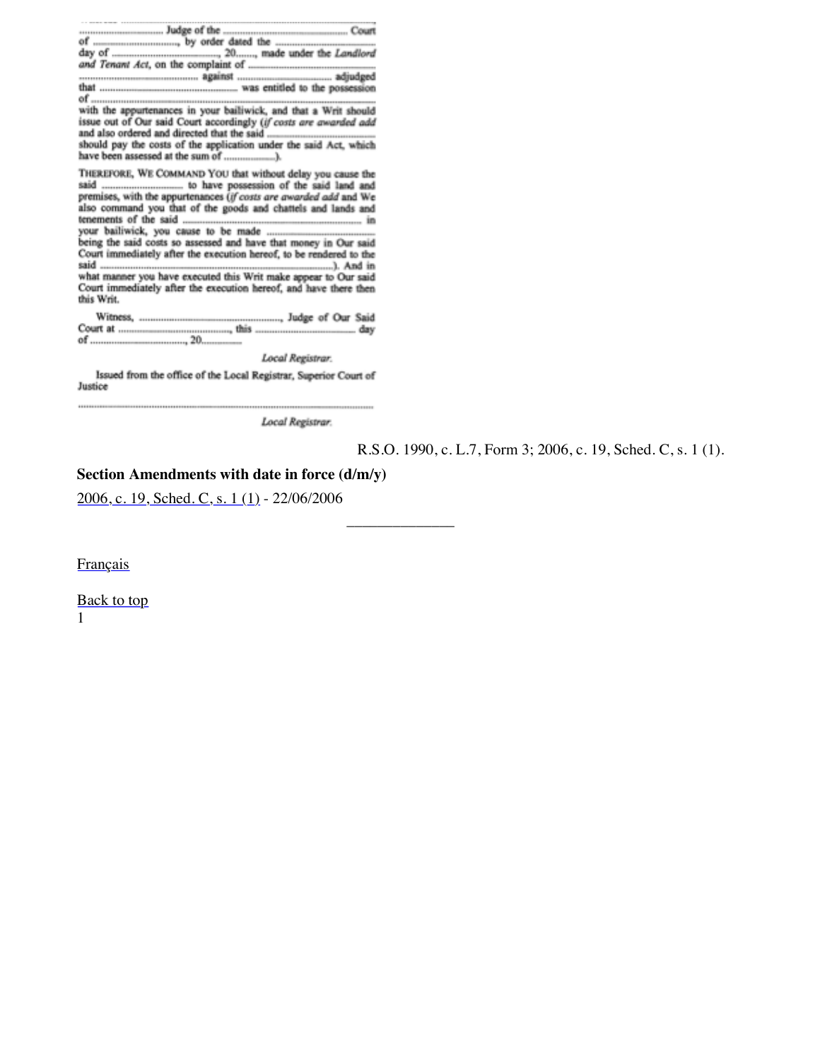.............................. Judge of the ............................................... Court of ............................, by order dated the ...................................... day of ...................................., 20......, made under the *Landlord and Tenant Act*, on the complaint of ............................................ .......................................... against .................................. adjudged that ............................................ was entitled to the possession of ......................................................................................... with the appurtenances in your bailiwick, and that a Writ should issue out of Our said Court accordingly (*if costs are awarded add* and also ordered and directed that the said ................................ should pay the costs of the application under the said Act, which have been assessed at the sum of .................).

THEREFORE, WE COMMAND YOU that without delay you cause the said ............................ to have possession of the said land and premises, with the appurtenances (*if costs are awarded add* and We also command you that of the goods and chattels and lands and tenements of the said ................................................... in your bailiwick, you cause to be made ................................ being the said costs so assessed and have that money in Our said Court immediately after the execution hereof, to be rendered to the said ........................................................................). And in what manner you have executed this Writ make appear to Our said Court immediately after the execution hereof, and have there then this Writ.

Witness, ................................................., Judge of Our Said Court at ....................................., this .................................... day of ................................., 20..............

*Local Registrar.*

Issued from the office of the Local Registrar, Superior Court of Justice

..........................................................................................................

*Local Registrar.*

R.S.O. 1990, c. L.7, Form 3; 2006, c. 19, Sched. C, s. 1 (1).

**Section Amendments with date in force (d/m/y)**

2006, c. 19, Sched. C, s. 1 (1) - 22/06/2006

Français

Back to top